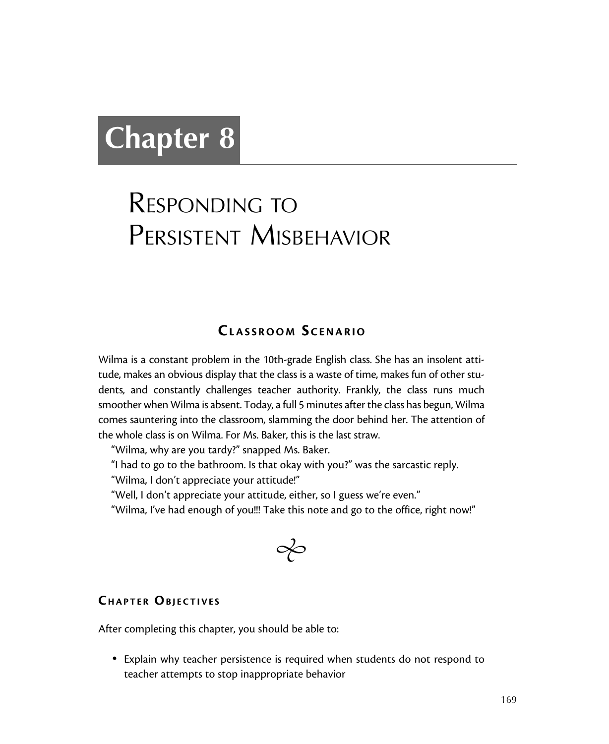# Chapter 8

# Responding to Persistent Misbehavior

## Classroom Scenario

Wilma is a constant problem in the 10th-grade English class. She has an insolent attitude, makes an obvious display that the class is a waste of time, makes fun of other students, and constantly challenges teacher authority. Frankly, the class runs much smoother when Wilma is absent. Today, a full 5 minutes after the class has begun, Wilma comes sauntering into the classroom, slamming the door behind her. The attention of the whole class is on Wilma. For Ms. Baker, this is the last straw.

"Wilma, why are you tardy?" snapped Ms. Baker.

"I had to go to the bathroom. Is that okay with you?" was the sarcastic reply.

"Wilma, I don't appreciate your attitude!"

"Well, I don't appreciate your attitude, either, so I guess we're even."

"Wilma, I've had enough of you!!! Take this note and go to the office, right now!"

### Chapter Objectives

After completing this chapter, you should be able to:

- Explain why teacher persistence is required when students do not respond to teacher attempts to stop inappropriate behavior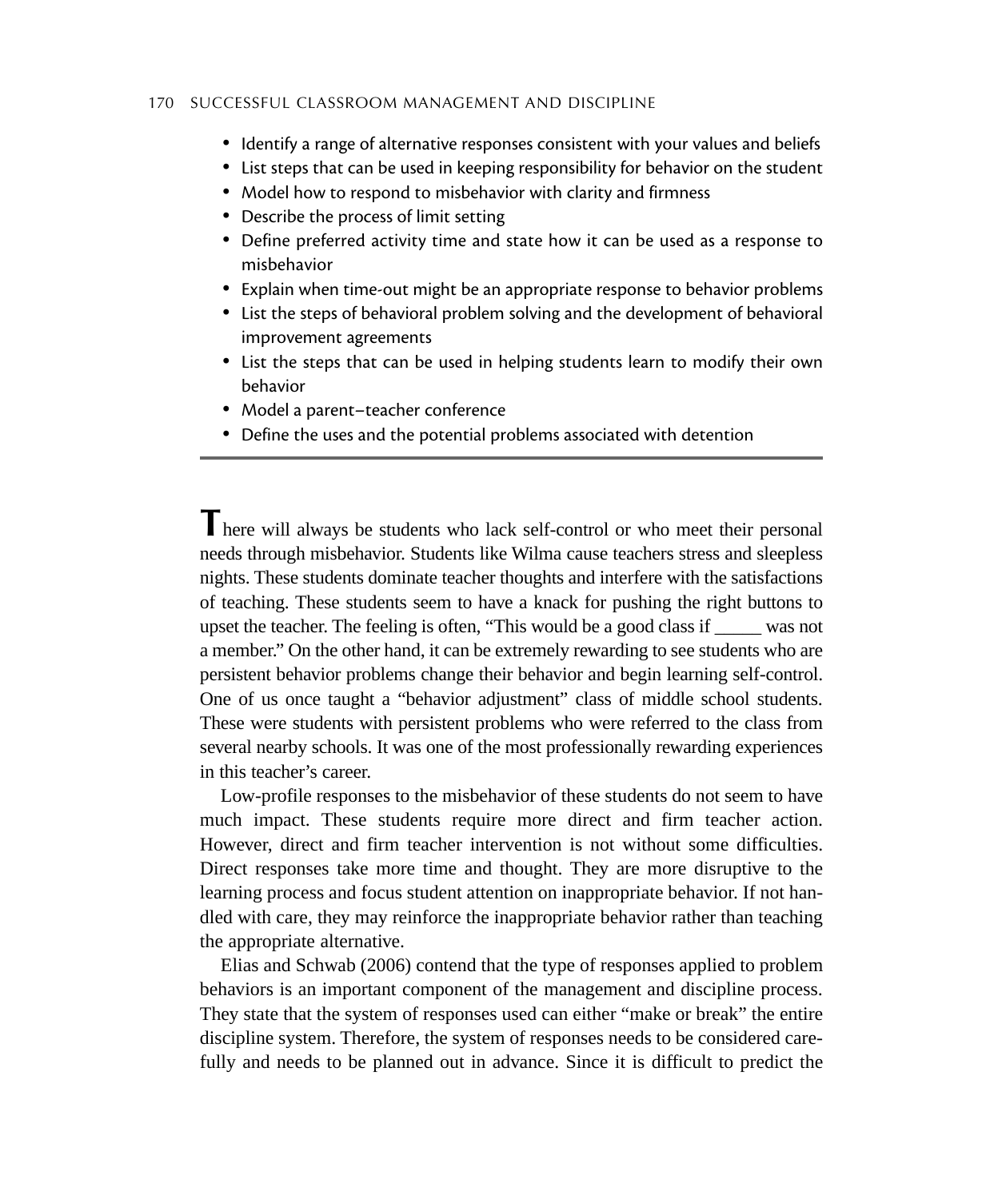- Identify a range of alternative responses consistent with your values and beliefs
- List steps that can be used in keeping responsibility for behavior on the student
- Model how to respond to misbehavior with clarity and firmness
- Describe the process of limit setting
- Define preferred activity time and state how it can be used as a response to misbehavior
- Explain when time-out might be an appropriate response to behavior problems
- List the steps of behavioral problem solving and the development of behavioral improvement agreements
- List the steps that can be used in helping students learn to modify their own behavior
- Model a parent–teacher conference
- Define the uses and the potential problems associated with detention

---

There will always be students who lack self-control or who meet their personal needs through misbehavior. Students like Wilma cause teachers stress and sleepless nights. These students dominate teacher thoughts and interfere with the satisfactions of teaching. These students seem to have a knack for pushing the right buttons to upset the teacher. The feeling is often, "This would be a good class if _____ was not a member." On the other hand, it can be extremely rewarding to see students who are persistent behavior problems change their behavior and begin learning self-control. One of us once taught a "behavior adjustment" class of middle school students. These were students with persistent problems who were referred to the class from several nearby schools. It was one of the most professionally rewarding experiences in this teacher's career.

Low-profile responses to the misbehavior of these students do not seem to have much impact. These students require more direct and firm teacher action. However, direct and firm teacher intervention is not without some difficulties. Direct responses take more time and thought. They are more disruptive to the learning process and focus student attention on inappropriate behavior. If not handled with care, they may reinforce the inappropriate behavior rather than teaching the appropriate alternative.

Elias and Schwab (2006) contend that the type of responses applied to problem behaviors is an important component of the management and discipline process. They state that the system of responses used can either "make or break" the entire discipline system. Therefore, the system of responses needs to be considered carefully and needs to be planned out in advance. Since it is difficult to predict the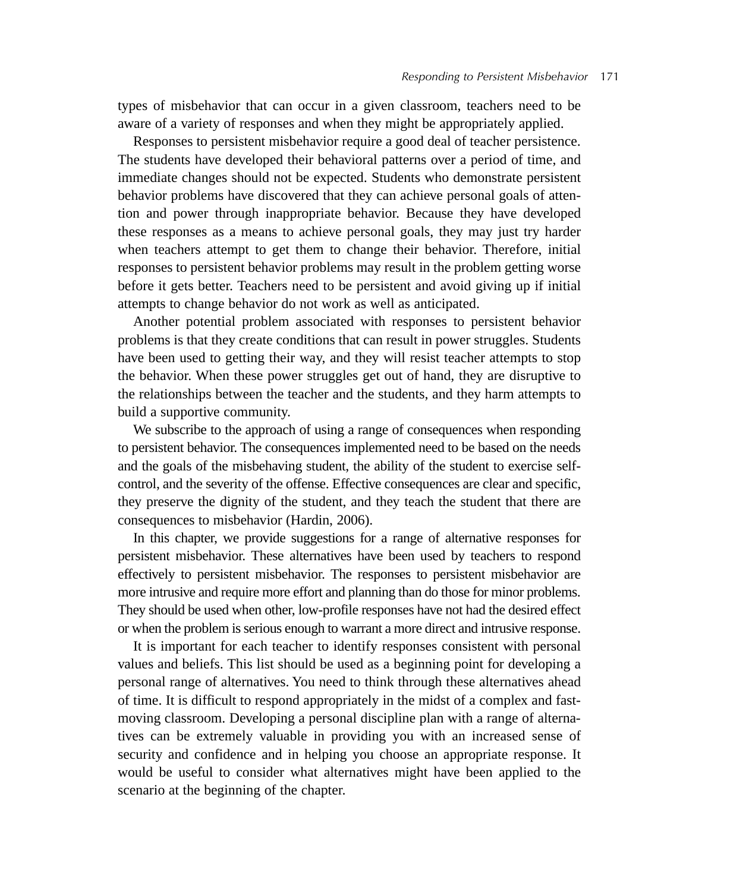types of misbehavior that can occur in a given classroom, teachers need to be aware of a variety of responses and when they might be appropriately applied.

Responses to persistent misbehavior require a good deal of teacher persistence. The students have developed their behavioral patterns over a period of time, and immediate changes should not be expected. Students who demonstrate persistent behavior problems have discovered that they can achieve personal goals of attention and power through inappropriate behavior. Because they have developed these responses as a means to achieve personal goals, they may just try harder when teachers attempt to get them to change their behavior. Therefore, initial responses to persistent behavior problems may result in the problem getting worse before it gets better. Teachers need to be persistent and avoid giving up if initial attempts to change behavior do not work as well as anticipated.

Another potential problem associated with responses to persistent behavior problems is that they create conditions that can result in power struggles. Students have been used to getting their way, and they will resist teacher attempts to stop the behavior. When these power struggles get out of hand, they are disruptive to the relationships between the teacher and the students, and they harm attempts to build a supportive community.

We subscribe to the approach of using a range of consequences when responding to persistent behavior. The consequences implemented need to be based on the needs and the goals of the misbehaving student, the ability of the student to exercise self-control, and the severity of the offense. Effective consequences are clear and specific, they preserve the dignity of the student, and they teach the student that there are consequences to misbehavior (Hardin, 2006).

In this chapter, we provide suggestions for a range of alternative responses for persistent misbehavior. These alternatives have been used by teachers to respond effectively to persistent misbehavior. The responses to persistent misbehavior are more intrusive and require more effort and planning than do those for minor problems. They should be used when other, low-profile responses have not had the desired effect or when the problem is serious enough to warrant a more direct and intrusive response.

It is important for each teacher to identify responses consistent with personal values and beliefs. This list should be used as a beginning point for developing a personal range of alternatives. You need to think through these alternatives ahead of time. It is difficult to respond appropriately in the midst of a complex and fast-moving classroom. Developing a personal discipline plan with a range of alternatives can be extremely valuable in providing you with an increased sense of security and confidence and in helping you choose an appropriate response. It would be useful to consider what alternatives might have been applied to the scenario at the beginning of the chapter.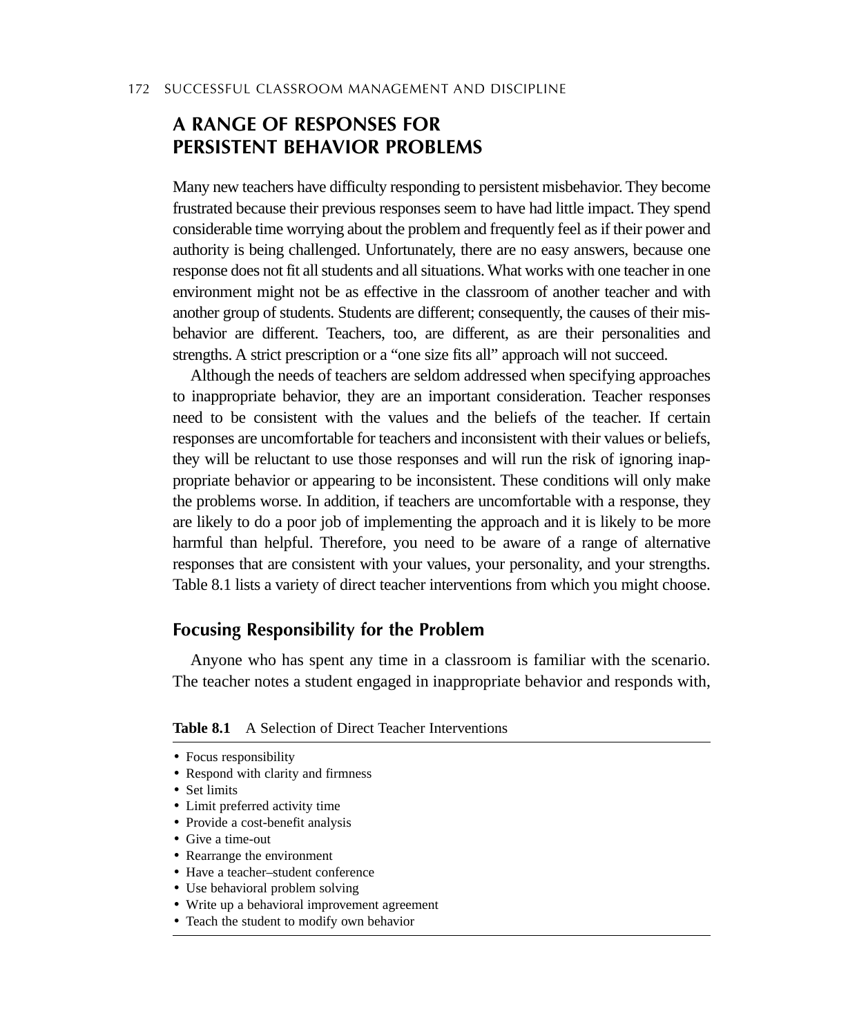## A RANGE OF RESPONSES FOR PERSISTENT BEHAVIOR PROBLEMS

Many new teachers have difficulty responding to persistent misbehavior. They become frustrated because their previous responses seem to have had little impact. They spend considerable time worrying about the problem and frequently feel as if their power and authority is being challenged. Unfortunately, there are no easy answers, because one response does not fit all students and all situations. What works with one teacher in one environment might not be as effective in the classroom of another teacher and with another group of students. Students are different; consequently, the causes of their misbehavior are different. Teachers, too, are different, as are their personalities and strengths. A strict prescription or a "one size fits all" approach will not succeed.

Although the needs of teachers are seldom addressed when specifying approaches to inappropriate behavior, they are an important consideration. Teacher responses need to be consistent with the values and the beliefs of the teacher. If certain responses are uncomfortable for teachers and inconsistent with their values or beliefs, they will be reluctant to use those responses and will run the risk of ignoring inappropriate behavior or appearing to be inconsistent. These conditions will only make the problems worse. In addition, if teachers are uncomfortable with a response, they are likely to do a poor job of implementing the approach and it is likely to be more harmful than helpful. Therefore, you need to be aware of a range of alternative responses that are consistent with your values, your personality, and your strengths. Table 8.1 lists a variety of direct teacher interventions from which you might choose.

### Focusing Responsibility for the Problem

Anyone who has spent any time in a classroom is familiar with the scenario. The teacher notes a student engaged in inappropriate behavior and responds with,

**Table 8.1** A Selection of Direct Teacher Interventions

- Focus responsibility
- Respond with clarity and firmness
- Set limits
- Limit preferred activity time
- Provide a cost-benefit analysis
- Give a time-out
- Rearrange the environment
- Have a teacher–student conference
- Use behavioral problem solving
- Write up a behavioral improvement agreement
- Teach the student to modify own behavior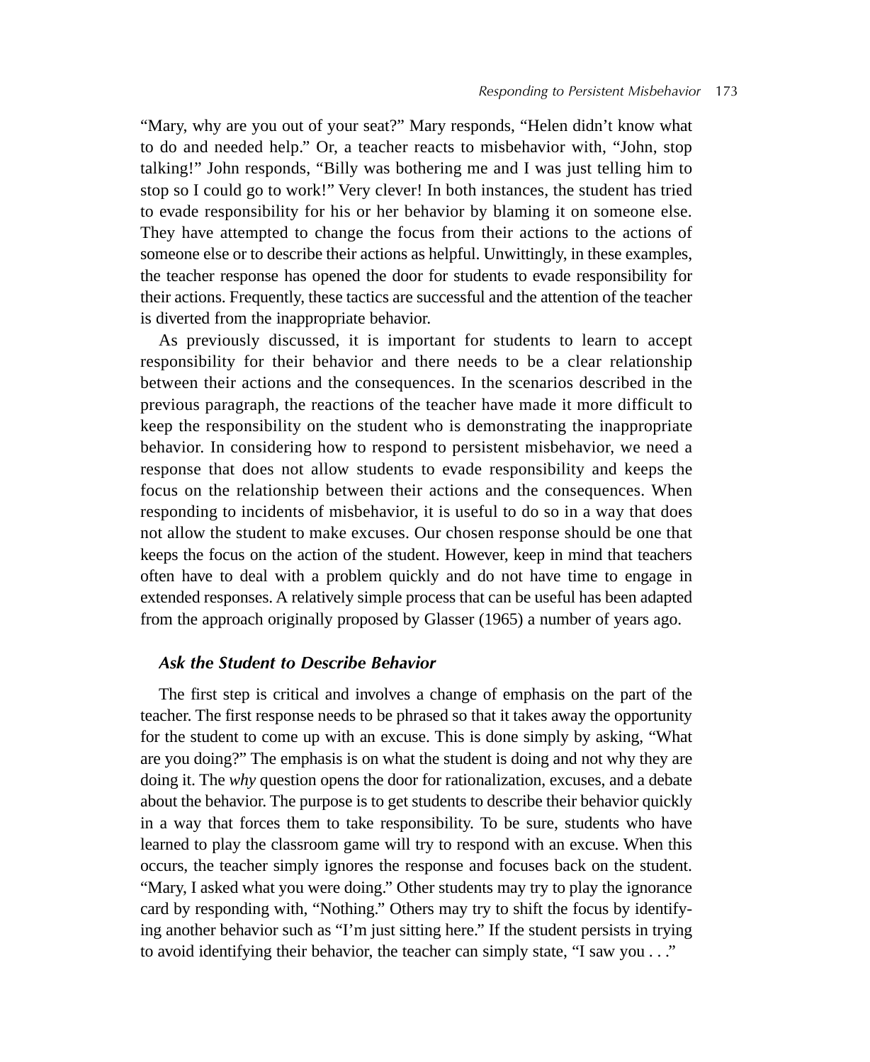"Mary, why are you out of your seat?" Mary responds, "Helen didn't know what to do and needed help." Or, a teacher reacts to misbehavior with, "John, stop talking!" John responds, "Billy was bothering me and I was just telling him to stop so I could go to work!" Very clever! In both instances, the student has tried to evade responsibility for his or her behavior by blaming it on someone else. They have attempted to change the focus from their actions to the actions of someone else or to describe their actions as helpful. Unwittingly, in these examples, the teacher response has opened the door for students to evade responsibility for their actions. Frequently, these tactics are successful and the attention of the teacher is diverted from the inappropriate behavior.

As previously discussed, it is important for students to learn to accept responsibility for their behavior and there needs to be a clear relationship between their actions and the consequences. In the scenarios described in the previous paragraph, the reactions of the teacher have made it more difficult to keep the responsibility on the student who is demonstrating the inappropriate behavior. In considering how to respond to persistent misbehavior, we need a response that does not allow students to evade responsibility and keeps the focus on the relationship between their actions and the consequences. When responding to incidents of misbehavior, it is useful to do so in a way that does not allow the student to make excuses. Our chosen response should be one that keeps the focus on the action of the student. However, keep in mind that teachers often have to deal with a problem quickly and do not have time to engage in extended responses. A relatively simple process that can be useful has been adapted from the approach originally proposed by Glasser (1965) a number of years ago.

### *Ask the Student to Describe Behavior*

The first step is critical and involves a change of emphasis on the part of the teacher. The first response needs to be phrased so that it takes away the opportunity for the student to come up with an excuse. This is done simply by asking, "What are you doing?" The emphasis is on what the student is doing and not why they are doing it. The *why* question opens the door for rationalization, excuses, and a debate about the behavior. The purpose is to get students to describe their behavior quickly in a way that forces them to take responsibility. To be sure, students who have learned to play the classroom game will try to respond with an excuse. When this occurs, the teacher simply ignores the response and focuses back on the student. "Mary, I asked what you were doing." Other students may try to play the ignorance card by responding with, "Nothing." Others may try to shift the focus by identifying another behavior such as "I'm just sitting here." If the student persists in trying to avoid identifying their behavior, the teacher can simply state, "I saw you . . ."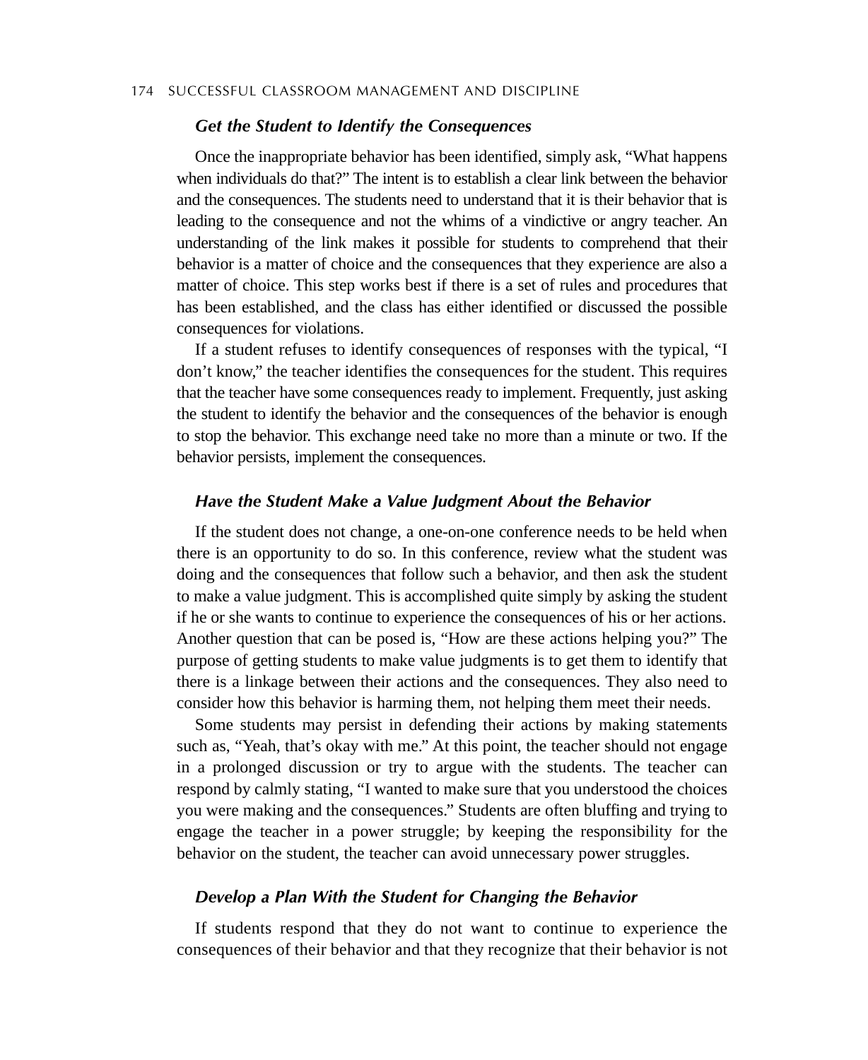### *Get the Student to Identify the Consequences*

Once the inappropriate behavior has been identified, simply ask, "What happens when individuals do that?" The intent is to establish a clear link between the behavior and the consequences. The students need to understand that it is their behavior that is leading to the consequence and not the whims of a vindictive or angry teacher. An understanding of the link makes it possible for students to comprehend that their behavior is a matter of choice and the consequences that they experience are also a matter of choice. This step works best if there is a set of rules and procedures that has been established, and the class has either identified or discussed the possible consequences for violations.

If a student refuses to identify consequences of responses with the typical, "I don't know," the teacher identifies the consequences for the student. This requires that the teacher have some consequences ready to implement. Frequently, just asking the student to identify the behavior and the consequences of the behavior is enough to stop the behavior. This exchange need take no more than a minute or two. If the behavior persists, implement the consequences.

### *Have the Student Make a Value Judgment About the Behavior*

If the student does not change, a one-on-one conference needs to be held when there is an opportunity to do so. In this conference, review what the student was doing and the consequences that follow such a behavior, and then ask the student to make a value judgment. This is accomplished quite simply by asking the student if he or she wants to continue to experience the consequences of his or her actions. Another question that can be posed is, "How are these actions helping you?" The purpose of getting students to make value judgments is to get them to identify that there is a linkage between their actions and the consequences. They also need to consider how this behavior is harming them, not helping them meet their needs.

Some students may persist in defending their actions by making statements such as, "Yeah, that's okay with me." At this point, the teacher should not engage in a prolonged discussion or try to argue with the students. The teacher can respond by calmly stating, "I wanted to make sure that you understood the choices you were making and the consequences." Students are often bluffing and trying to engage the teacher in a power struggle; by keeping the responsibility for the behavior on the student, the teacher can avoid unnecessary power struggles.

### *Develop a Plan With the Student for Changing the Behavior*

If students respond that they do not want to continue to experience the consequences of their behavior and that they recognize that their behavior is not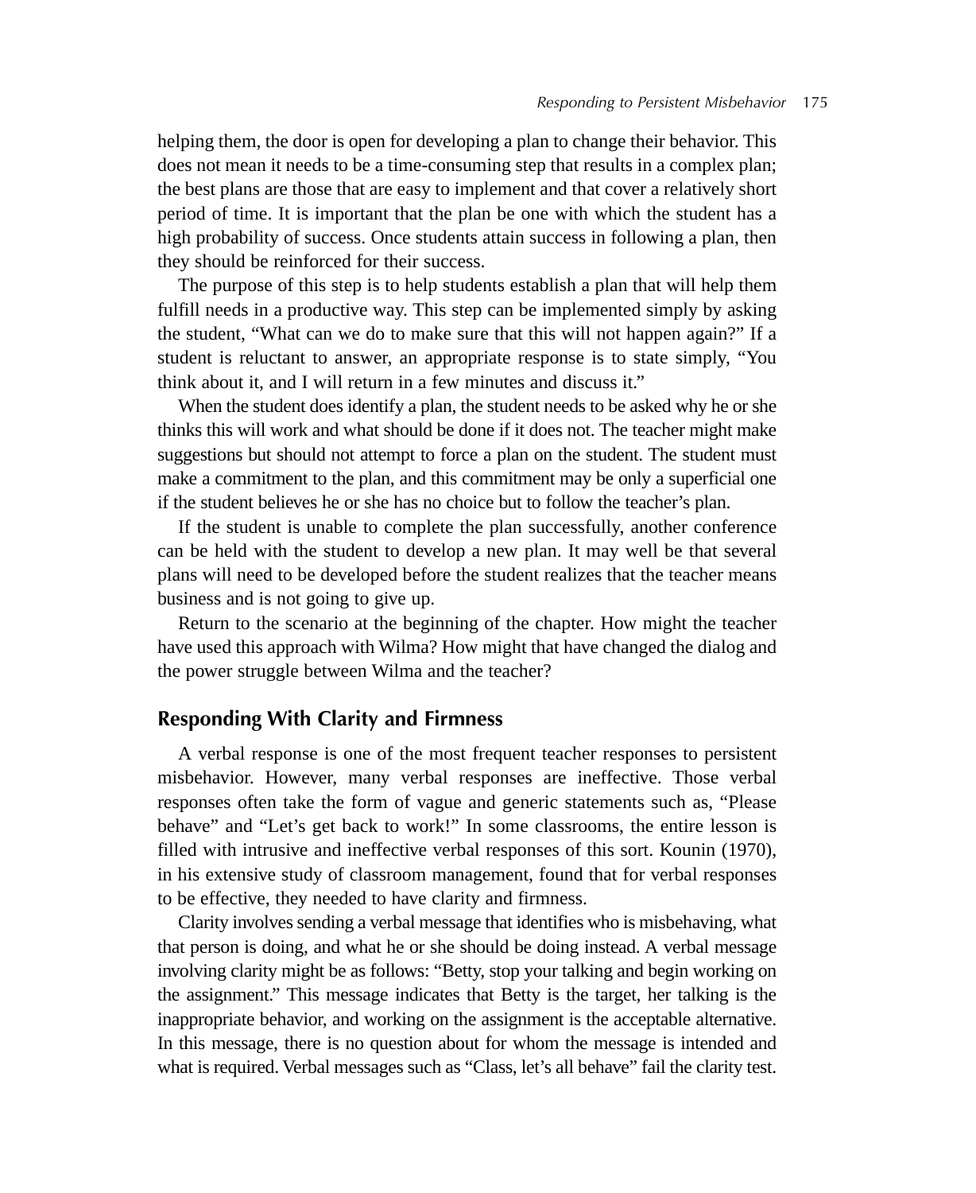helping them, the door is open for developing a plan to change their behavior. This does not mean it needs to be a time-consuming step that results in a complex plan; the best plans are those that are easy to implement and that cover a relatively short period of time. It is important that the plan be one with which the student has a high probability of success. Once students attain success in following a plan, then they should be reinforced for their success.

The purpose of this step is to help students establish a plan that will help them fulfill needs in a productive way. This step can be implemented simply by asking the student, "What can we do to make sure that this will not happen again?" If a student is reluctant to answer, an appropriate response is to state simply, "You think about it, and I will return in a few minutes and discuss it."

When the student does identify a plan, the student needs to be asked why he or she thinks this will work and what should be done if it does not. The teacher might make suggestions but should not attempt to force a plan on the student. The student must make a commitment to the plan, and this commitment may be only a superficial one if the student believes he or she has no choice but to follow the teacher's plan.

If the student is unable to complete the plan successfully, another conference can be held with the student to develop a new plan. It may well be that several plans will need to be developed before the student realizes that the teacher means business and is not going to give up.

Return to the scenario at the beginning of the chapter. How might the teacher have used this approach with Wilma? How might that have changed the dialog and the power struggle between Wilma and the teacher?

## Responding With Clarity and Firmness

A verbal response is one of the most frequent teacher responses to persistent misbehavior. However, many verbal responses are ineffective. Those verbal responses often take the form of vague and generic statements such as, "Please behave" and "Let's get back to work!" In some classrooms, the entire lesson is filled with intrusive and ineffective verbal responses of this sort. Kounin (1970), in his extensive study of classroom management, found that for verbal responses to be effective, they needed to have clarity and firmness.

Clarity involves sending a verbal message that identifies who is misbehaving, what that person is doing, and what he or she should be doing instead. A verbal message involving clarity might be as follows: "Betty, stop your talking and begin working on the assignment." This message indicates that Betty is the target, her talking is the inappropriate behavior, and working on the assignment is the acceptable alternative. In this message, there is no question about for whom the message is intended and what is required. Verbal messages such as "Class, let's all behave" fail the clarity test.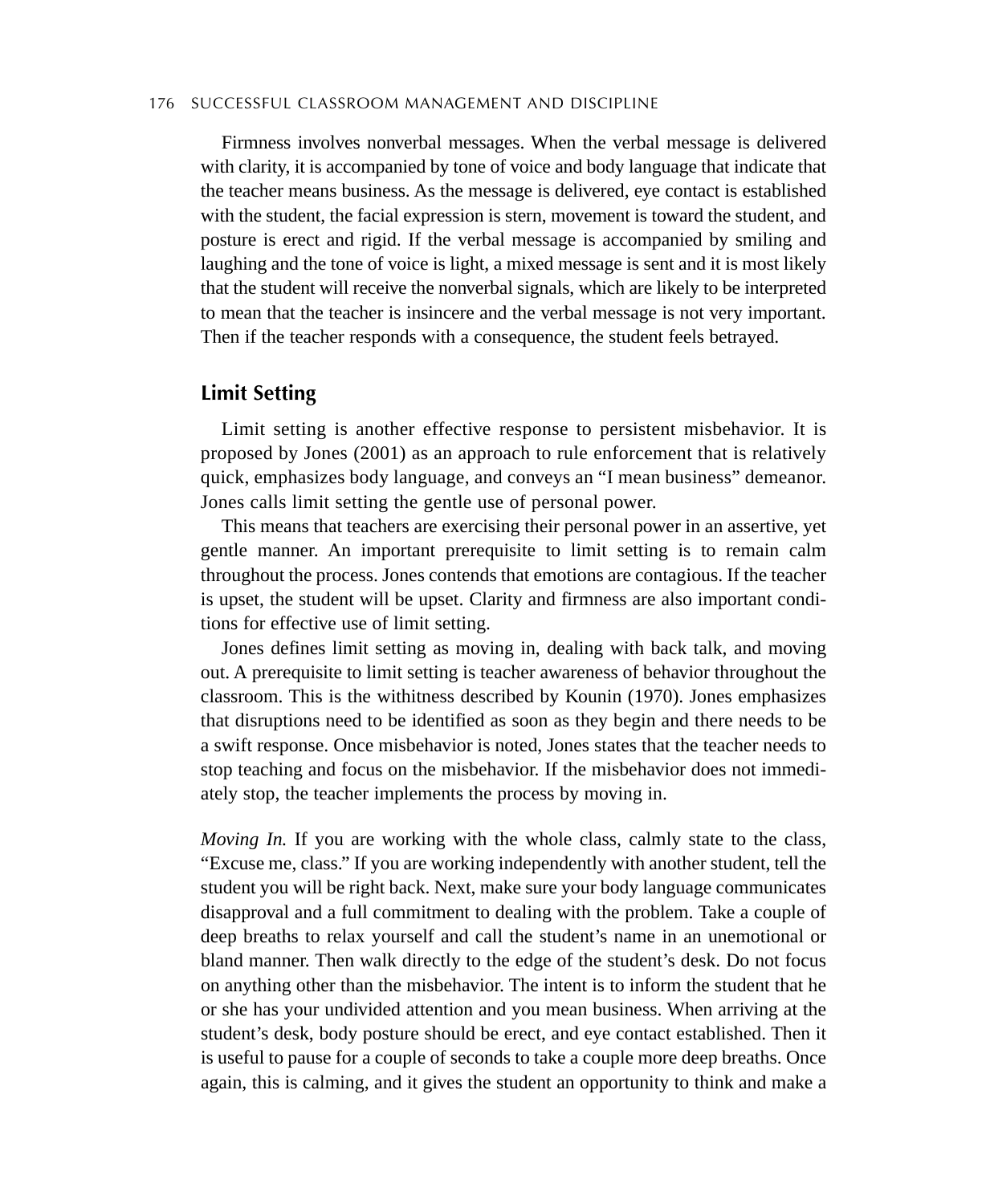Firmness involves nonverbal messages. When the verbal message is delivered with clarity, it is accompanied by tone of voice and body language that indicate that the teacher means business. As the message is delivered, eye contact is established with the student, the facial expression is stern, movement is toward the student, and posture is erect and rigid. If the verbal message is accompanied by smiling and laughing and the tone of voice is light, a mixed message is sent and it is most likely that the student will receive the nonverbal signals, which are likely to be interpreted to mean that the teacher is insincere and the verbal message is not very important. Then if the teacher responds with a consequence, the student feels betrayed.

## Limit Setting

Limit setting is another effective response to persistent misbehavior. It is proposed by Jones (2001) as an approach to rule enforcement that is relatively quick, emphasizes body language, and conveys an "I mean business" demeanor. Jones calls limit setting the gentle use of personal power.

This means that teachers are exercising their personal power in an assertive, yet gentle manner. An important prerequisite to limit setting is to remain calm throughout the process. Jones contends that emotions are contagious. If the teacher is upset, the student will be upset. Clarity and firmness are also important conditions for effective use of limit setting.

Jones defines limit setting as moving in, dealing with back talk, and moving out. A prerequisite to limit setting is teacher awareness of behavior throughout the classroom. This is the withitness described by Kounin (1970). Jones emphasizes that disruptions need to be identified as soon as they begin and there needs to be a swift response. Once misbehavior is noted, Jones states that the teacher needs to stop teaching and focus on the misbehavior. If the misbehavior does not immediately stop, the teacher implements the process by moving in.

*Moving In.* If you are working with the whole class, calmly state to the class, "Excuse me, class." If you are working independently with another student, tell the student you will be right back. Next, make sure your body language communicates disapproval and a full commitment to dealing with the problem. Take a couple of deep breaths to relax yourself and call the student's name in an unemotional or bland manner. Then walk directly to the edge of the student's desk. Do not focus on anything other than the misbehavior. The intent is to inform the student that he or she has your undivided attention and you mean business. When arriving at the student's desk, body posture should be erect, and eye contact established. Then it is useful to pause for a couple of seconds to take a couple more deep breaths. Once again, this is calming, and it gives the student an opportunity to think and make a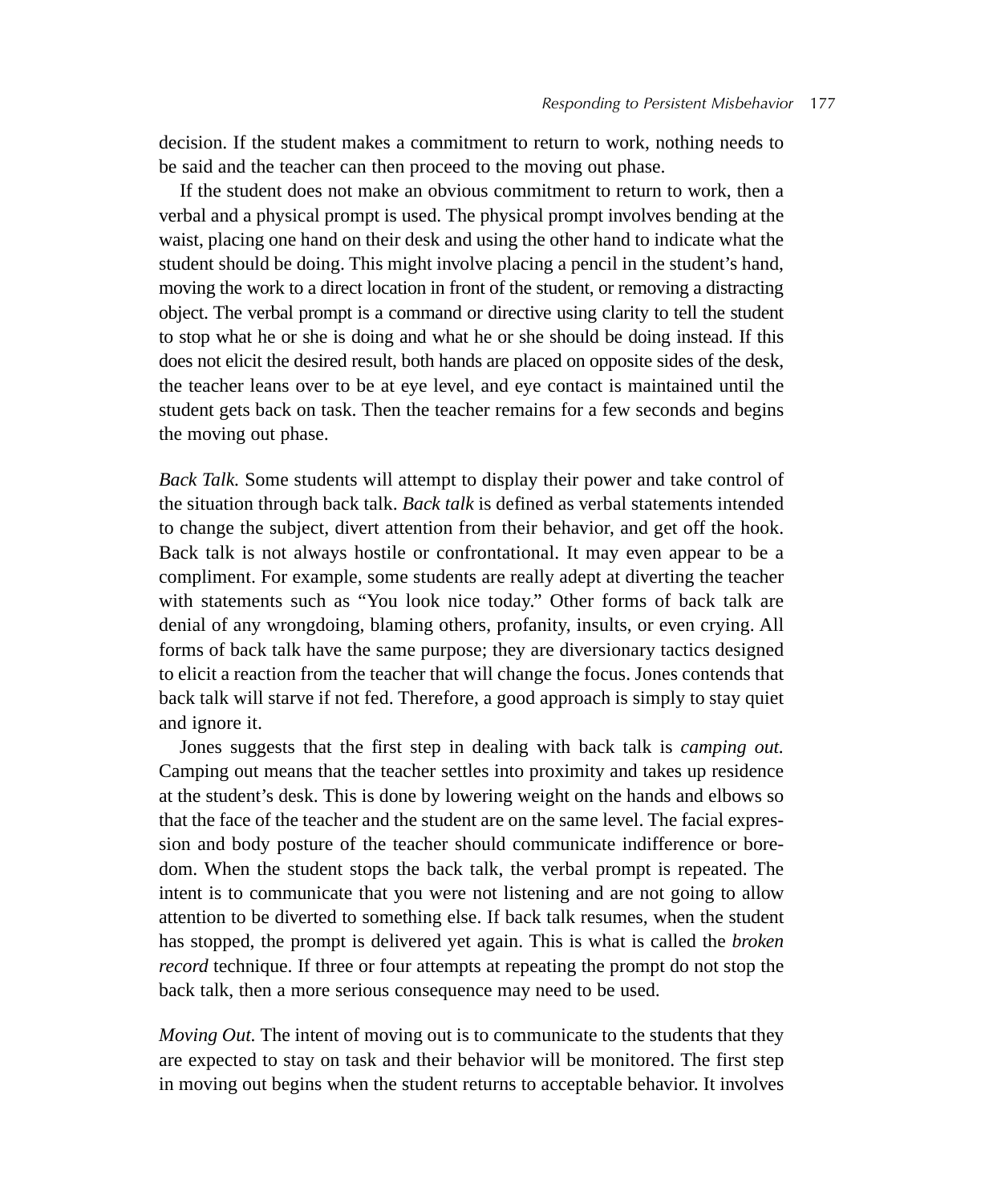decision. If the student makes a commitment to return to work, nothing needs to be said and the teacher can then proceed to the moving out phase.

If the student does not make an obvious commitment to return to work, then a verbal and a physical prompt is used. The physical prompt involves bending at the waist, placing one hand on their desk and using the other hand to indicate what the student should be doing. This might involve placing a pencil in the student's hand, moving the work to a direct location in front of the student, or removing a distracting object. The verbal prompt is a command or directive using clarity to tell the student to stop what he or she is doing and what he or she should be doing instead. If this does not elicit the desired result, both hands are placed on opposite sides of the desk, the teacher leans over to be at eye level, and eye contact is maintained until the student gets back on task. Then the teacher remains for a few seconds and begins the moving out phase.

*Back Talk.* Some students will attempt to display their power and take control of the situation through back talk. *Back talk* is defined as verbal statements intended to change the subject, divert attention from their behavior, and get off the hook. Back talk is not always hostile or confrontational. It may even appear to be a compliment. For example, some students are really adept at diverting the teacher with statements such as "You look nice today." Other forms of back talk are denial of any wrongdoing, blaming others, profanity, insults, or even crying. All forms of back talk have the same purpose; they are diversionary tactics designed to elicit a reaction from the teacher that will change the focus. Jones contends that back talk will starve if not fed. Therefore, a good approach is simply to stay quiet and ignore it.

Jones suggests that the first step in dealing with back talk is *camping out.* Camping out means that the teacher settles into proximity and takes up residence at the student's desk. This is done by lowering weight on the hands and elbows so that the face of the teacher and the student are on the same level. The facial expression and body posture of the teacher should communicate indifference or boredom. When the student stops the back talk, the verbal prompt is repeated. The intent is to communicate that you were not listening and are not going to allow attention to be diverted to something else. If back talk resumes, when the student has stopped, the prompt is delivered yet again. This is what is called the *broken record* technique. If three or four attempts at repeating the prompt do not stop the back talk, then a more serious consequence may need to be used.

*Moving Out.* The intent of moving out is to communicate to the students that they are expected to stay on task and their behavior will be monitored. The first step in moving out begins when the student returns to acceptable behavior. It involves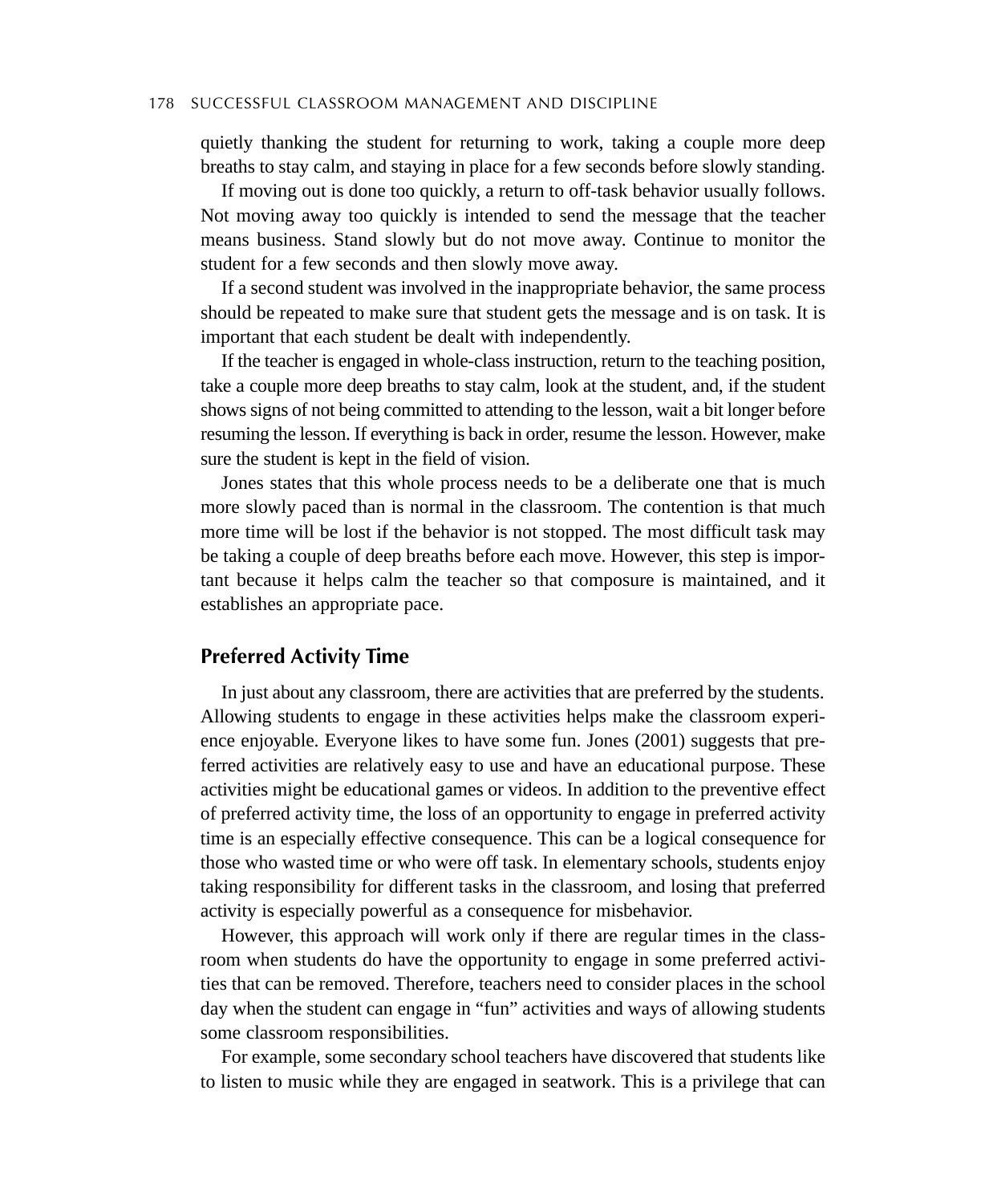quietly thanking the student for returning to work, taking a couple more deep breaths to stay calm, and staying in place for a few seconds before slowly standing.

If moving out is done too quickly, a return to off-task behavior usually follows. Not moving away too quickly is intended to send the message that the teacher means business. Stand slowly but do not move away. Continue to monitor the student for a few seconds and then slowly move away.

If a second student was involved in the inappropriate behavior, the same process should be repeated to make sure that student gets the message and is on task. It is important that each student be dealt with independently.

If the teacher is engaged in whole-class instruction, return to the teaching position, take a couple more deep breaths to stay calm, look at the student, and, if the student shows signs of not being committed to attending to the lesson, wait a bit longer before resuming the lesson. If everything is back in order, resume the lesson. However, make sure the student is kept in the field of vision.

Jones states that this whole process needs to be a deliberate one that is much more slowly paced than is normal in the classroom. The contention is that much more time will be lost if the behavior is not stopped. The most difficult task may be taking a couple of deep breaths before each move. However, this step is important because it helps calm the teacher so that composure is maintained, and it establishes an appropriate pace.

## Preferred Activity Time

In just about any classroom, there are activities that are preferred by the students. Allowing students to engage in these activities helps make the classroom experience enjoyable. Everyone likes to have some fun. Jones (2001) suggests that preferred activities are relatively easy to use and have an educational purpose. These activities might be educational games or videos. In addition to the preventive effect of preferred activity time, the loss of an opportunity to engage in preferred activity time is an especially effective consequence. This can be a logical consequence for those who wasted time or who were off task. In elementary schools, students enjoy taking responsibility for different tasks in the classroom, and losing that preferred activity is especially powerful as a consequence for misbehavior.

However, this approach will work only if there are regular times in the classroom when students do have the opportunity to engage in some preferred activities that can be removed. Therefore, teachers need to consider places in the school day when the student can engage in "fun" activities and ways of allowing students some classroom responsibilities.

For example, some secondary school teachers have discovered that students like to listen to music while they are engaged in seatwork. This is a privilege that can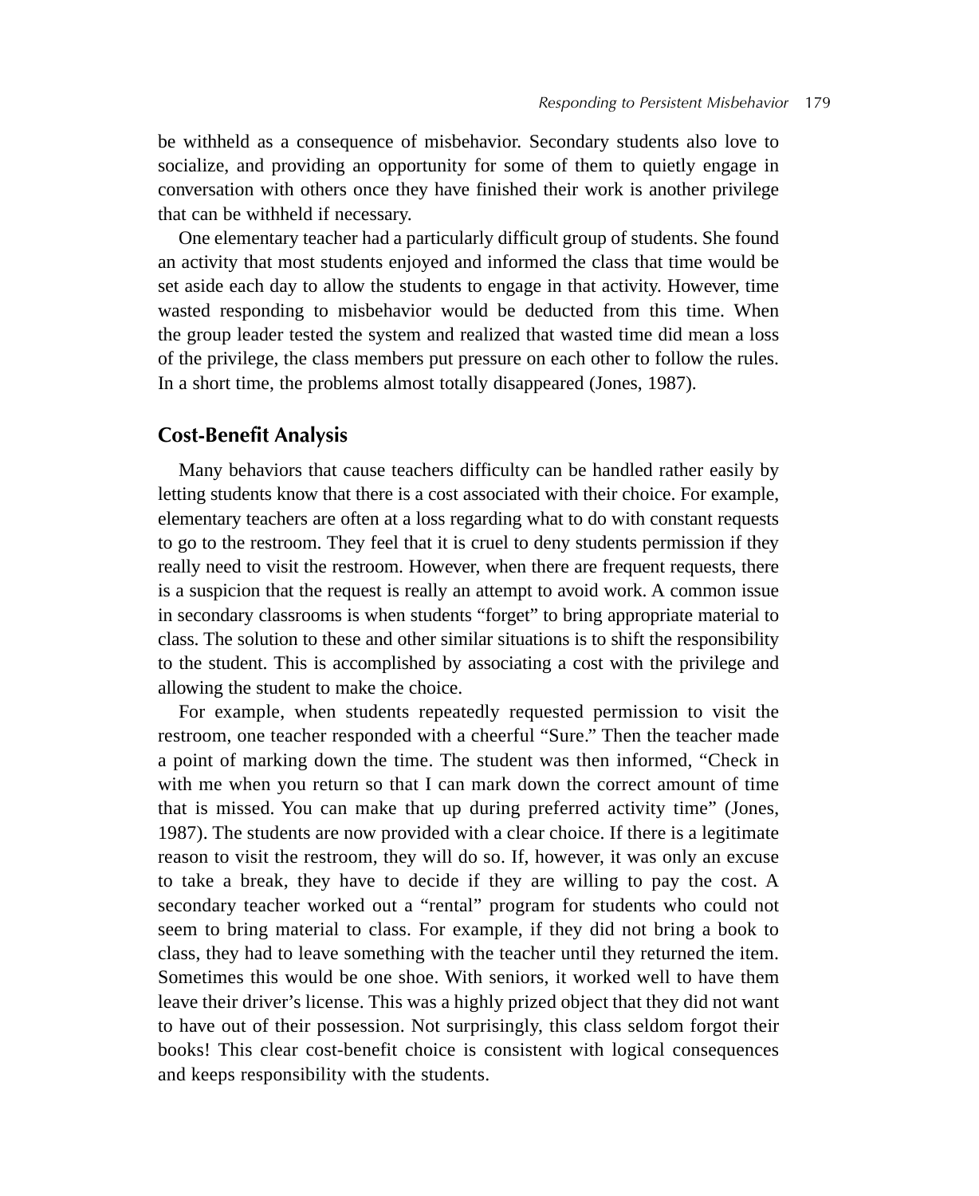be withheld as a consequence of misbehavior. Secondary students also love to socialize, and providing an opportunity for some of them to quietly engage in conversation with others once they have finished their work is another privilege that can be withheld if necessary.

One elementary teacher had a particularly difficult group of students. She found an activity that most students enjoyed and informed the class that time would be set aside each day to allow the students to engage in that activity. However, time wasted responding to misbehavior would be deducted from this time. When the group leader tested the system and realized that wasted time did mean a loss of the privilege, the class members put pressure on each other to follow the rules. In a short time, the problems almost totally disappeared (Jones, 1987).

## Cost-Benefit Analysis

Many behaviors that cause teachers difficulty can be handled rather easily by letting students know that there is a cost associated with their choice. For example, elementary teachers are often at a loss regarding what to do with constant requests to go to the restroom. They feel that it is cruel to deny students permission if they really need to visit the restroom. However, when there are frequent requests, there is a suspicion that the request is really an attempt to avoid work. A common issue in secondary classrooms is when students "forget" to bring appropriate material to class. The solution to these and other similar situations is to shift the responsibility to the student. This is accomplished by associating a cost with the privilege and allowing the student to make the choice.

For example, when students repeatedly requested permission to visit the restroom, one teacher responded with a cheerful "Sure." Then the teacher made a point of marking down the time. The student was then informed, "Check in with me when you return so that I can mark down the correct amount of time that is missed. You can make that up during preferred activity time" (Jones, 1987). The students are now provided with a clear choice. If there is a legitimate reason to visit the restroom, they will do so. If, however, it was only an excuse to take a break, they have to decide if they are willing to pay the cost. A secondary teacher worked out a "rental" program for students who could not seem to bring material to class. For example, if they did not bring a book to class, they had to leave something with the teacher until they returned the item. Sometimes this would be one shoe. With seniors, it worked well to have them leave their driver's license. This was a highly prized object that they did not want to have out of their possession. Not surprisingly, this class seldom forgot their books! This clear cost-benefit choice is consistent with logical consequences and keeps responsibility with the students.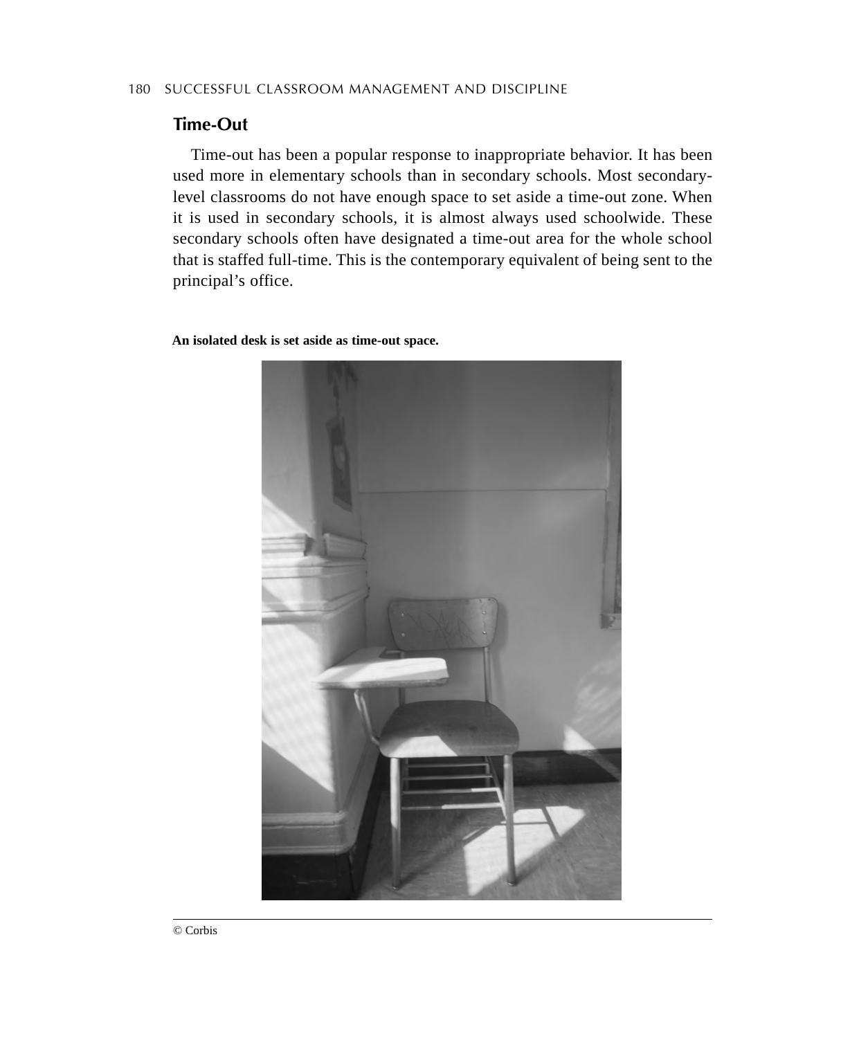## Time-Out

Time-out has been a popular response to inappropriate behavior. It has been used more in elementary schools than in secondary schools. Most secondary-level classrooms do not have enough space to set aside a time-out zone. When it is used in secondary schools, it is almost always used schoolwide. These secondary schools often have designated a time-out area for the whole school that is staffed full-time. This is the contemporary equivalent of being sent to the principal's office.

**An isolated desk is set aside as time-out space.**

© Corbis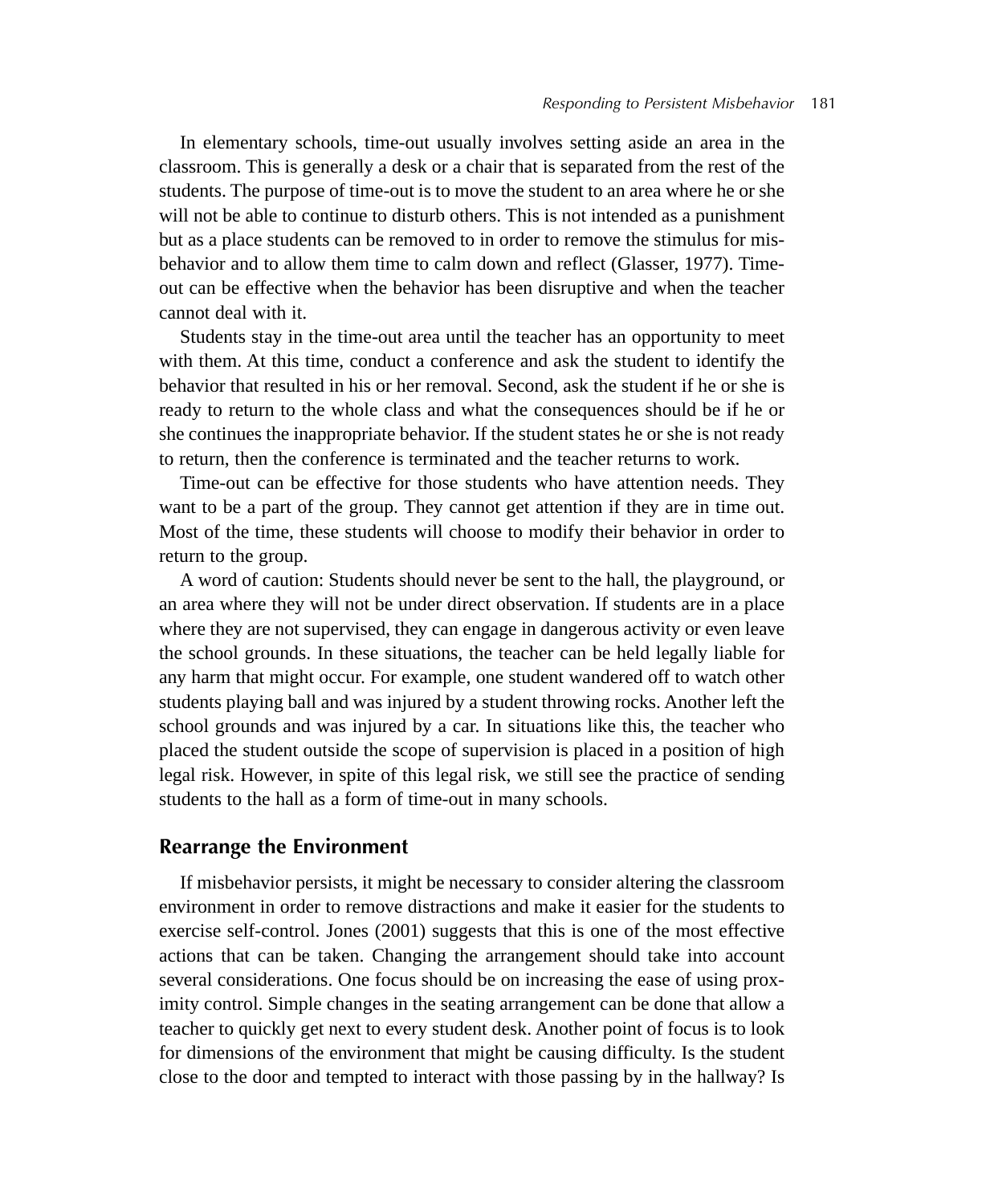In elementary schools, time-out usually involves setting aside an area in the classroom. This is generally a desk or a chair that is separated from the rest of the students. The purpose of time-out is to move the student to an area where he or she will not be able to continue to disturb others. This is not intended as a punishment but as a place students can be removed to in order to remove the stimulus for misbehavior and to allow them time to calm down and reflect (Glasser, 1977). Time-out can be effective when the behavior has been disruptive and when the teacher cannot deal with it.

Students stay in the time-out area until the teacher has an opportunity to meet with them. At this time, conduct a conference and ask the student to identify the behavior that resulted in his or her removal. Second, ask the student if he or she is ready to return to the whole class and what the consequences should be if he or she continues the inappropriate behavior. If the student states he or she is not ready to return, then the conference is terminated and the teacher returns to work.

Time-out can be effective for those students who have attention needs. They want to be a part of the group. They cannot get attention if they are in time out. Most of the time, these students will choose to modify their behavior in order to return to the group.

A word of caution: Students should never be sent to the hall, the playground, or an area where they will not be under direct observation. If students are in a place where they are not supervised, they can engage in dangerous activity or even leave the school grounds. In these situations, the teacher can be held legally liable for any harm that might occur. For example, one student wandered off to watch other students playing ball and was injured by a student throwing rocks. Another left the school grounds and was injured by a car. In situations like this, the teacher who placed the student outside the scope of supervision is placed in a position of high legal risk. However, in spite of this legal risk, we still see the practice of sending students to the hall as a form of time-out in many schools.

## Rearrange the Environment

If misbehavior persists, it might be necessary to consider altering the classroom environment in order to remove distractions and make it easier for the students to exercise self-control. Jones (2001) suggests that this is one of the most effective actions that can be taken. Changing the arrangement should take into account several considerations. One focus should be on increasing the ease of using proximity control. Simple changes in the seating arrangement can be done that allow a teacher to quickly get next to every student desk. Another point of focus is to look for dimensions of the environment that might be causing difficulty. Is the student close to the door and tempted to interact with those passing by in the hallway? Is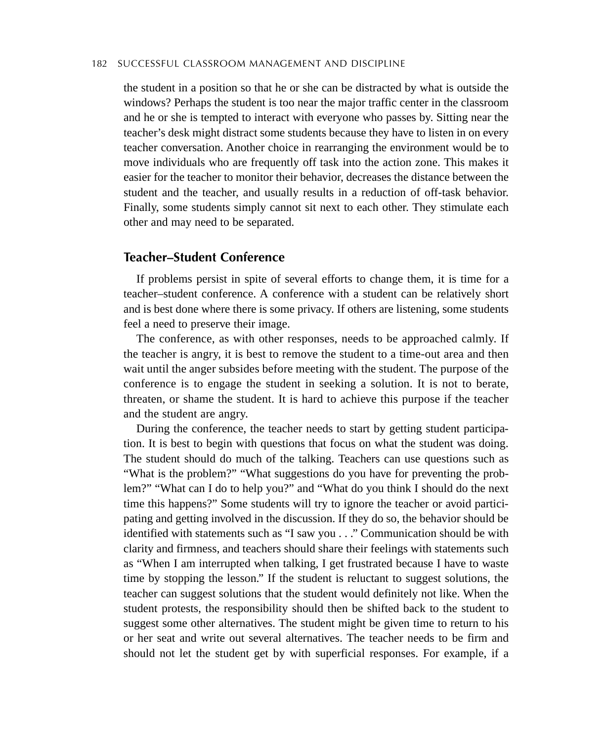the student in a position so that he or she can be distracted by what is outside the windows? Perhaps the student is too near the major traffic center in the classroom and he or she is tempted to interact with everyone who passes by. Sitting near the teacher's desk might distract some students because they have to listen in on every teacher conversation. Another choice in rearranging the environment would be to move individuals who are frequently off task into the action zone. This makes it easier for the teacher to monitor their behavior, decreases the distance between the student and the teacher, and usually results in a reduction of off-task behavior. Finally, some students simply cannot sit next to each other. They stimulate each other and may need to be separated.

## Teacher–Student Conference

If problems persist in spite of several efforts to change them, it is time for a teacher–student conference. A conference with a student can be relatively short and is best done where there is some privacy. If others are listening, some students feel a need to preserve their image.

The conference, as with other responses, needs to be approached calmly. If the teacher is angry, it is best to remove the student to a time-out area and then wait until the anger subsides before meeting with the student. The purpose of the conference is to engage the student in seeking a solution. It is not to berate, threaten, or shame the student. It is hard to achieve this purpose if the teacher and the student are angry.

During the conference, the teacher needs to start by getting student participation. It is best to begin with questions that focus on what the student was doing. The student should do much of the talking. Teachers can use questions such as "What is the problem?" "What suggestions do you have for preventing the problem?" "What can I do to help you?" and "What do you think I should do the next time this happens?" Some students will try to ignore the teacher or avoid participating and getting involved in the discussion. If they do so, the behavior should be identified with statements such as "I saw you . . ." Communication should be with clarity and firmness, and teachers should share their feelings with statements such as "When I am interrupted when talking, I get frustrated because I have to waste time by stopping the lesson." If the student is reluctant to suggest solutions, the teacher can suggest solutions that the student would definitely not like. When the student protests, the responsibility should then be shifted back to the student to suggest some other alternatives. The student might be given time to return to his or her seat and write out several alternatives. The teacher needs to be firm and should not let the student get by with superficial responses. For example, if a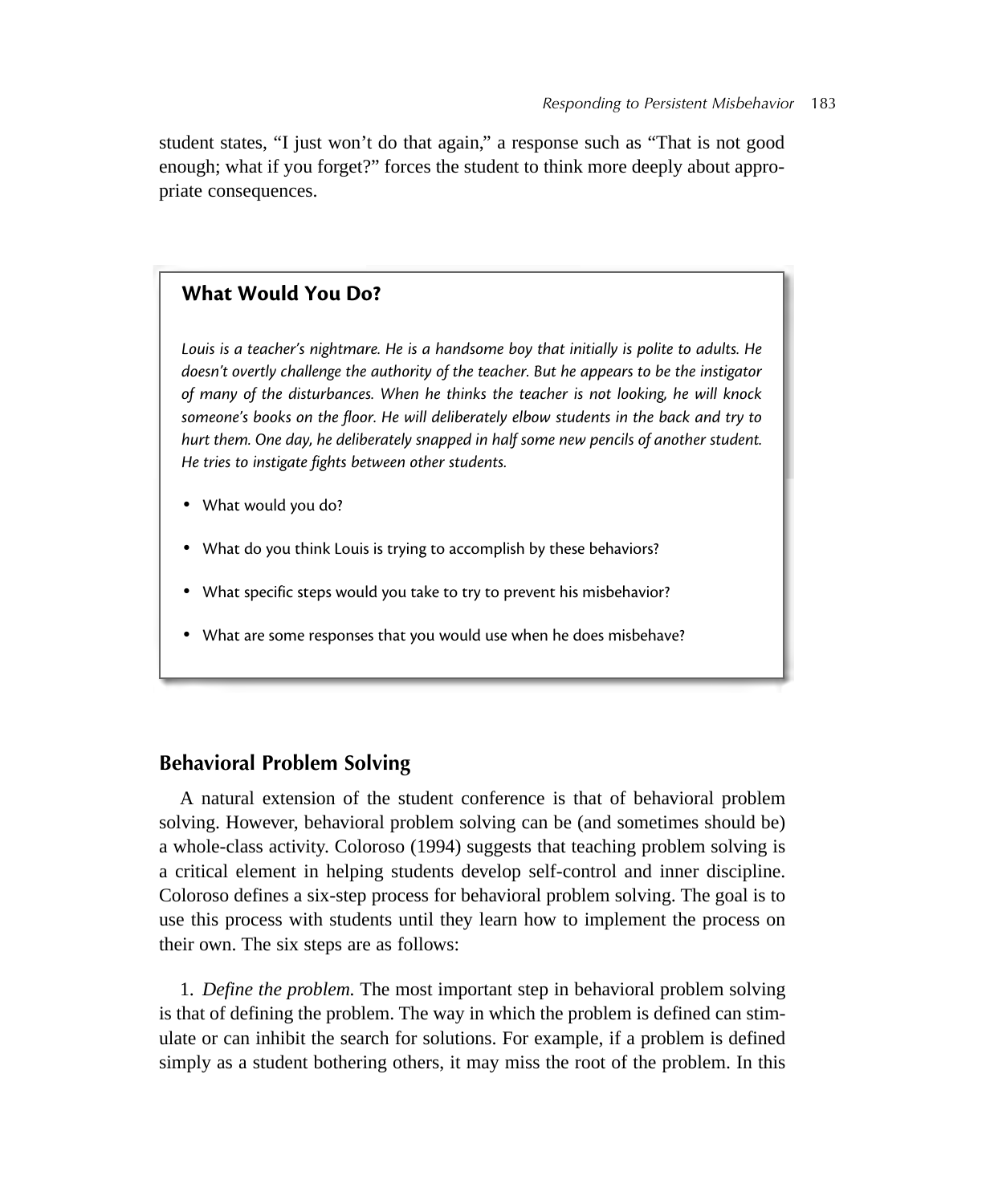student states, "I just won't do that again," a response such as "That is not good enough; what if you forget?" forces the student to think more deeply about appropriate consequences.

### What Would You Do?

*Louis is a teacher's nightmare. He is a handsome boy that initially is polite to adults. He doesn't overtly challenge the authority of the teacher. But he appears to be the instigator of many of the disturbances. When he thinks the teacher is not looking, he will knock someone's books on the floor. He will deliberately elbow students in the back and try to hurt them. One day, he deliberately snapped in half some new pencils of another student. He tries to instigate fights between other students.*

- What would you do?
- What do you think Louis is trying to accomplish by these behaviors?
- What specific steps would you take to try to prevent his misbehavior?
- What are some responses that you would use when he does misbehave?

## Behavioral Problem Solving

A natural extension of the student conference is that of behavioral problem solving. However, behavioral problem solving can be (and sometimes should be) a whole-class activity. Coloroso (1994) suggests that teaching problem solving is a critical element in helping students develop self-control and inner discipline. Coloroso defines a six-step process for behavioral problem solving. The goal is to use this process with students until they learn how to implement the process on their own. The six steps are as follows:

1. *Define the problem.* The most important step in behavioral problem solving is that of defining the problem. The way in which the problem is defined can stimulate or can inhibit the search for solutions. For example, if a problem is defined simply as a student bothering others, it may miss the root of the problem. In this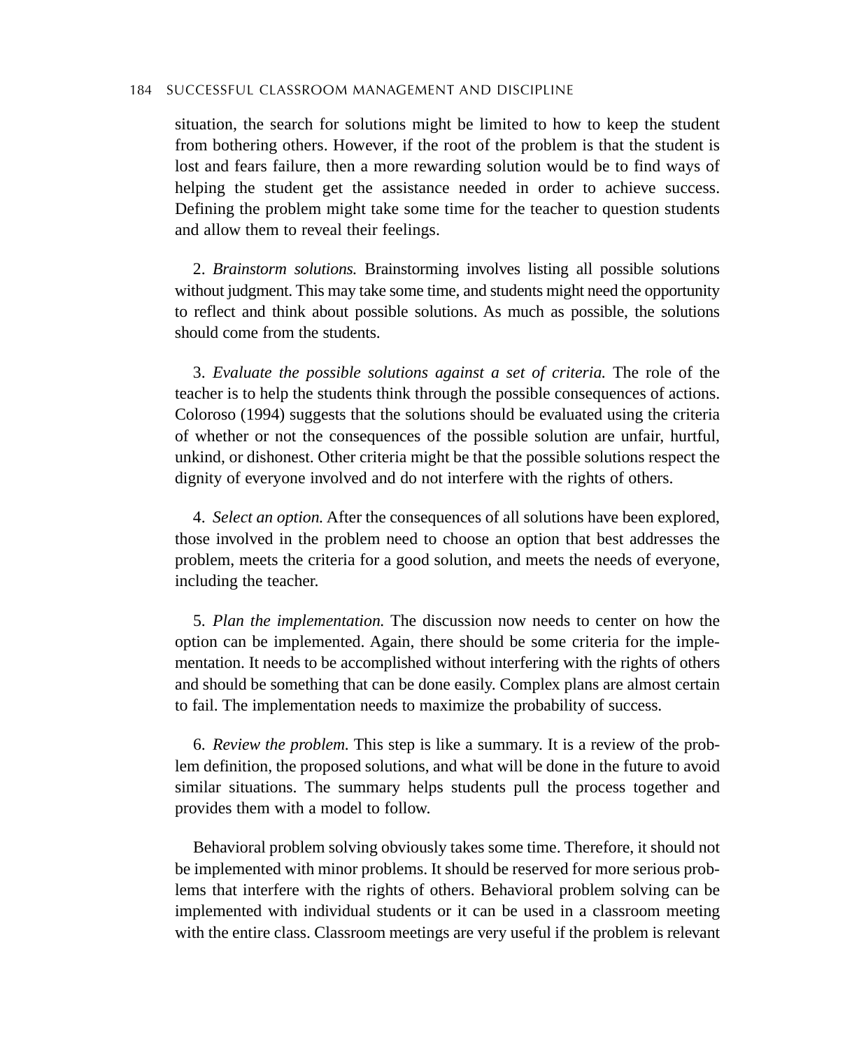situation, the search for solutions might be limited to how to keep the student from bothering others. However, if the root of the problem is that the student is lost and fears failure, then a more rewarding solution would be to find ways of helping the student get the assistance needed in order to achieve success. Defining the problem might take some time for the teacher to question students and allow them to reveal their feelings.

2. *Brainstorm solutions.* Brainstorming involves listing all possible solutions without judgment. This may take some time, and students might need the opportunity to reflect and think about possible solutions. As much as possible, the solutions should come from the students.

3. *Evaluate the possible solutions against a set of criteria.* The role of the teacher is to help the students think through the possible consequences of actions. Coloroso (1994) suggests that the solutions should be evaluated using the criteria of whether or not the consequences of the possible solution are unfair, hurtful, unkind, or dishonest. Other criteria might be that the possible solutions respect the dignity of everyone involved and do not interfere with the rights of others.

4. *Select an option.* After the consequences of all solutions have been explored, those involved in the problem need to choose an option that best addresses the problem, meets the criteria for a good solution, and meets the needs of everyone, including the teacher.

5. *Plan the implementation.* The discussion now needs to center on how the option can be implemented. Again, there should be some criteria for the implementation. It needs to be accomplished without interfering with the rights of others and should be something that can be done easily. Complex plans are almost certain to fail. The implementation needs to maximize the probability of success.

6. *Review the problem.* This step is like a summary. It is a review of the problem definition, the proposed solutions, and what will be done in the future to avoid similar situations. The summary helps students pull the process together and provides them with a model to follow.

Behavioral problem solving obviously takes some time. Therefore, it should not be implemented with minor problems. It should be reserved for more serious problems that interfere with the rights of others. Behavioral problem solving can be implemented with individual students or it can be used in a classroom meeting with the entire class. Classroom meetings are very useful if the problem is relevant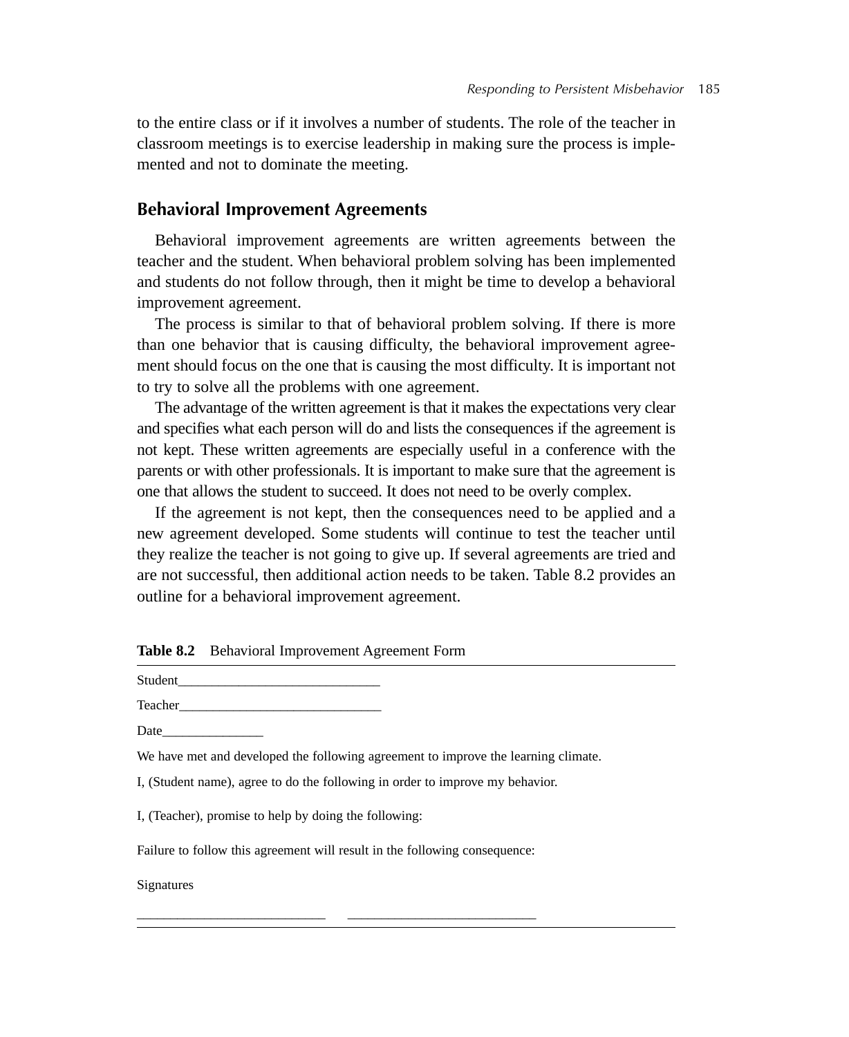to the entire class or if it involves a number of students. The role of the teacher in classroom meetings is to exercise leadership in making sure the process is implemented and not to dominate the meeting.

## Behavioral Improvement Agreements

Behavioral improvement agreements are written agreements between the teacher and the student. When behavioral problem solving has been implemented and students do not follow through, then it might be time to develop a behavioral improvement agreement.

The process is similar to that of behavioral problem solving. If there is more than one behavior that is causing difficulty, the behavioral improvement agreement should focus on the one that is causing the most difficulty. It is important not to try to solve all the problems with one agreement.

The advantage of the written agreement is that it makes the expectations very clear and specifies what each person will do and lists the consequences if the agreement is not kept. These written agreements are especially useful in a conference with the parents or with other professionals. It is important to make sure that the agreement is one that allows the student to succeed. It does not need to be overly complex.

If the agreement is not kept, then the consequences need to be applied and a new agreement developed. Some students will continue to test the teacher until they realize the teacher is not going to give up. If several agreements are tried and are not successful, then additional action needs to be taken. Table 8.2 provides an outline for a behavioral improvement agreement.

**Table 8.2** Behavioral Improvement Agreement Form

Student______________________________

Teacher______________________________

Date_______________

We have met and developed the following agreement to improve the learning climate.

I, (Student name), agree to do the following in order to improve my behavior.

I, (Teacher), promise to help by doing the following:

Failure to follow this agreement will result in the following consequence:

Signatures

___________________________ ___________________________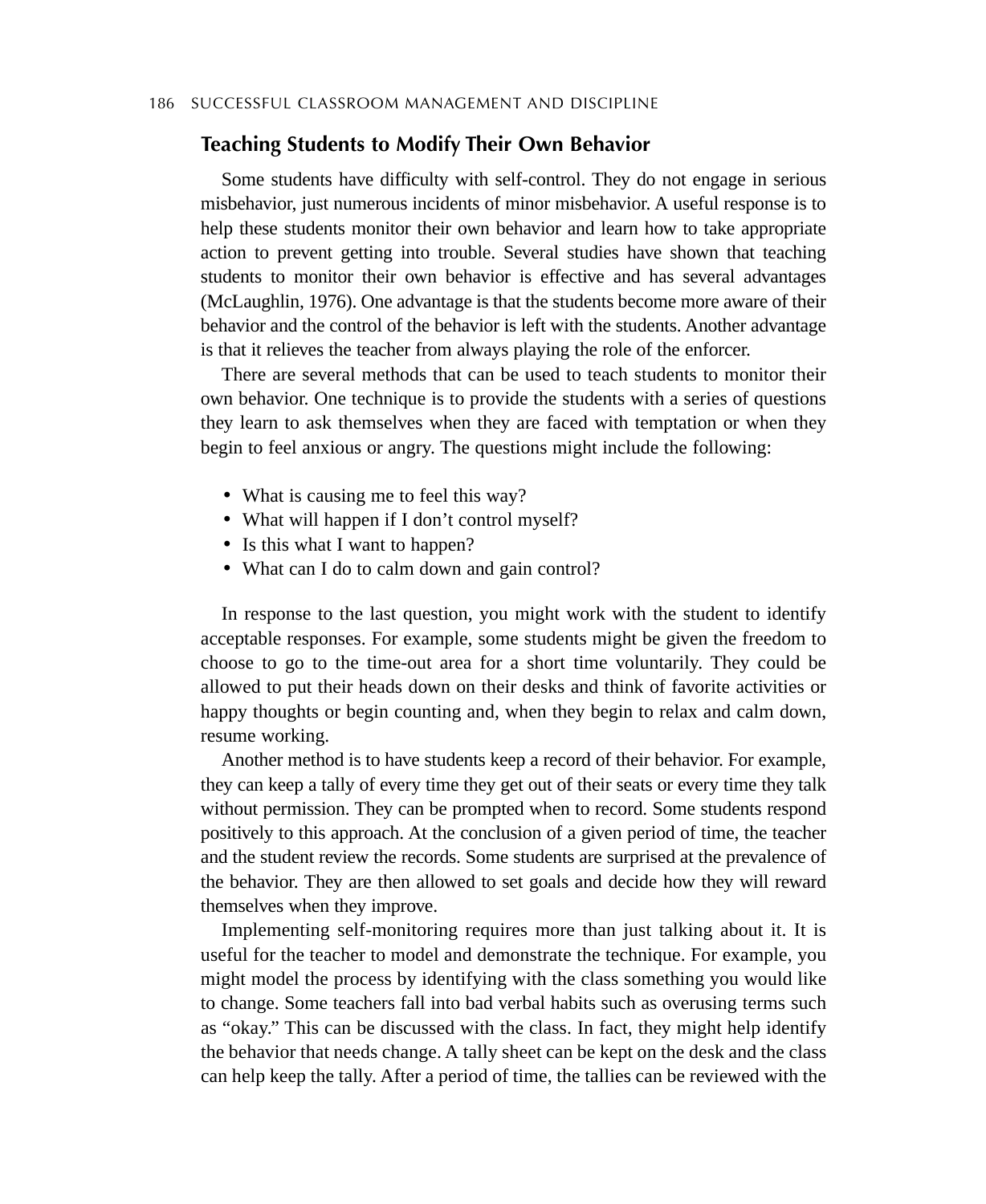## Teaching Students to Modify Their Own Behavior

Some students have difficulty with self-control. They do not engage in serious misbehavior, just numerous incidents of minor misbehavior. A useful response is to help these students monitor their own behavior and learn how to take appropriate action to prevent getting into trouble. Several studies have shown that teaching students to monitor their own behavior is effective and has several advantages (McLaughlin, 1976). One advantage is that the students become more aware of their behavior and the control of the behavior is left with the students. Another advantage is that it relieves the teacher from always playing the role of the enforcer.

There are several methods that can be used to teach students to monitor their own behavior. One technique is to provide the students with a series of questions they learn to ask themselves when they are faced with temptation or when they begin to feel anxious or angry. The questions might include the following:

- What is causing me to feel this way?
- What will happen if I don't control myself?
- Is this what I want to happen?
- What can I do to calm down and gain control?

In response to the last question, you might work with the student to identify acceptable responses. For example, some students might be given the freedom to choose to go to the time-out area for a short time voluntarily. They could be allowed to put their heads down on their desks and think of favorite activities or happy thoughts or begin counting and, when they begin to relax and calm down, resume working.

Another method is to have students keep a record of their behavior. For example, they can keep a tally of every time they get out of their seats or every time they talk without permission. They can be prompted when to record. Some students respond positively to this approach. At the conclusion of a given period of time, the teacher and the student review the records. Some students are surprised at the prevalence of the behavior. They are then allowed to set goals and decide how they will reward themselves when they improve.

Implementing self-monitoring requires more than just talking about it. It is useful for the teacher to model and demonstrate the technique. For example, you might model the process by identifying with the class something you would like to change. Some teachers fall into bad verbal habits such as overusing terms such as "okay." This can be discussed with the class. In fact, they might help identify the behavior that needs change. A tally sheet can be kept on the desk and the class can help keep the tally. After a period of time, the tallies can be reviewed with the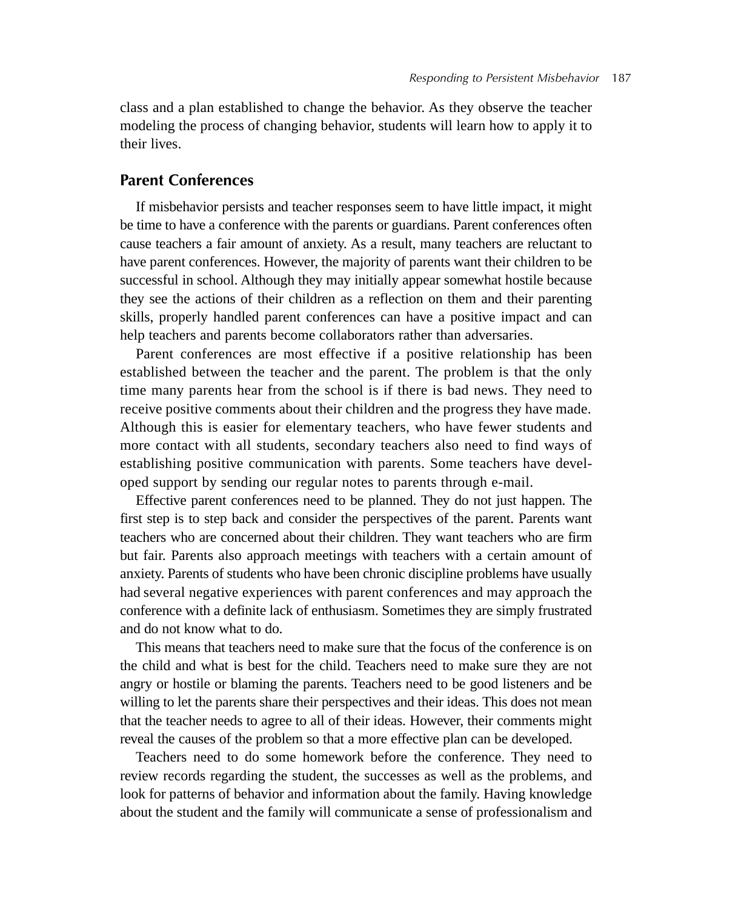class and a plan established to change the behavior. As they observe the teacher modeling the process of changing behavior, students will learn how to apply it to their lives.

## Parent Conferences

If misbehavior persists and teacher responses seem to have little impact, it might be time to have a conference with the parents or guardians. Parent conferences often cause teachers a fair amount of anxiety. As a result, many teachers are reluctant to have parent conferences. However, the majority of parents want their children to be successful in school. Although they may initially appear somewhat hostile because they see the actions of their children as a reflection on them and their parenting skills, properly handled parent conferences can have a positive impact and can help teachers and parents become collaborators rather than adversaries.

Parent conferences are most effective if a positive relationship has been established between the teacher and the parent. The problem is that the only time many parents hear from the school is if there is bad news. They need to receive positive comments about their children and the progress they have made. Although this is easier for elementary teachers, who have fewer students and more contact with all students, secondary teachers also need to find ways of establishing positive communication with parents. Some teachers have developed support by sending our regular notes to parents through e-mail.

Effective parent conferences need to be planned. They do not just happen. The first step is to step back and consider the perspectives of the parent. Parents want teachers who are concerned about their children. They want teachers who are firm but fair. Parents also approach meetings with teachers with a certain amount of anxiety. Parents of students who have been chronic discipline problems have usually had several negative experiences with parent conferences and may approach the conference with a definite lack of enthusiasm. Sometimes they are simply frustrated and do not know what to do.

This means that teachers need to make sure that the focus of the conference is on the child and what is best for the child. Teachers need to make sure they are not angry or hostile or blaming the parents. Teachers need to be good listeners and be willing to let the parents share their perspectives and their ideas. This does not mean that the teacher needs to agree to all of their ideas. However, their comments might reveal the causes of the problem so that a more effective plan can be developed.

Teachers need to do some homework before the conference. They need to review records regarding the student, the successes as well as the problems, and look for patterns of behavior and information about the family. Having knowledge about the student and the family will communicate a sense of professionalism and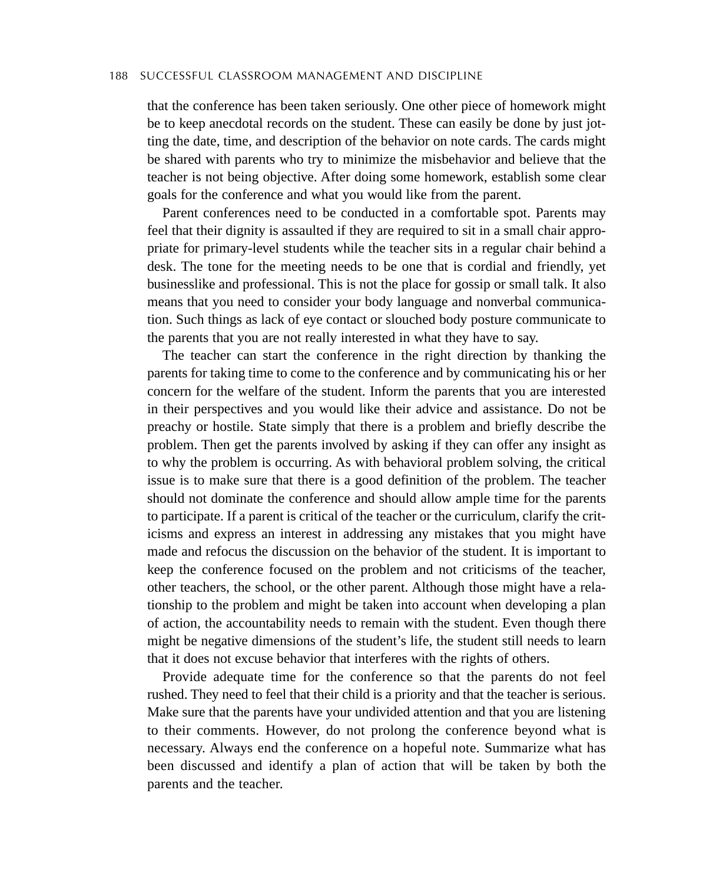that the conference has been taken seriously. One other piece of homework might be to keep anecdotal records on the student. These can easily be done by just jotting the date, time, and description of the behavior on note cards. The cards might be shared with parents who try to minimize the misbehavior and believe that the teacher is not being objective. After doing some homework, establish some clear goals for the conference and what you would like from the parent.

Parent conferences need to be conducted in a comfortable spot. Parents may feel that their dignity is assaulted if they are required to sit in a small chair appropriate for primary-level students while the teacher sits in a regular chair behind a desk. The tone for the meeting needs to be one that is cordial and friendly, yet businesslike and professional. This is not the place for gossip or small talk. It also means that you need to consider your body language and nonverbal communication. Such things as lack of eye contact or slouched body posture communicate to the parents that you are not really interested in what they have to say.

The teacher can start the conference in the right direction by thanking the parents for taking time to come to the conference and by communicating his or her concern for the welfare of the student. Inform the parents that you are interested in their perspectives and you would like their advice and assistance. Do not be preachy or hostile. State simply that there is a problem and briefly describe the problem. Then get the parents involved by asking if they can offer any insight as to why the problem is occurring. As with behavioral problem solving, the critical issue is to make sure that there is a good definition of the problem. The teacher should not dominate the conference and should allow ample time for the parents to participate. If a parent is critical of the teacher or the curriculum, clarify the criticisms and express an interest in addressing any mistakes that you might have made and refocus the discussion on the behavior of the student. It is important to keep the conference focused on the problem and not criticisms of the teacher, other teachers, the school, or the other parent. Although those might have a relationship to the problem and might be taken into account when developing a plan of action, the accountability needs to remain with the student. Even though there might be negative dimensions of the student's life, the student still needs to learn that it does not excuse behavior that interferes with the rights of others.

Provide adequate time for the conference so that the parents do not feel rushed. They need to feel that their child is a priority and that the teacher is serious. Make sure that the parents have your undivided attention and that you are listening to their comments. However, do not prolong the conference beyond what is necessary. Always end the conference on a hopeful note. Summarize what has been discussed and identify a plan of action that will be taken by both the parents and the teacher.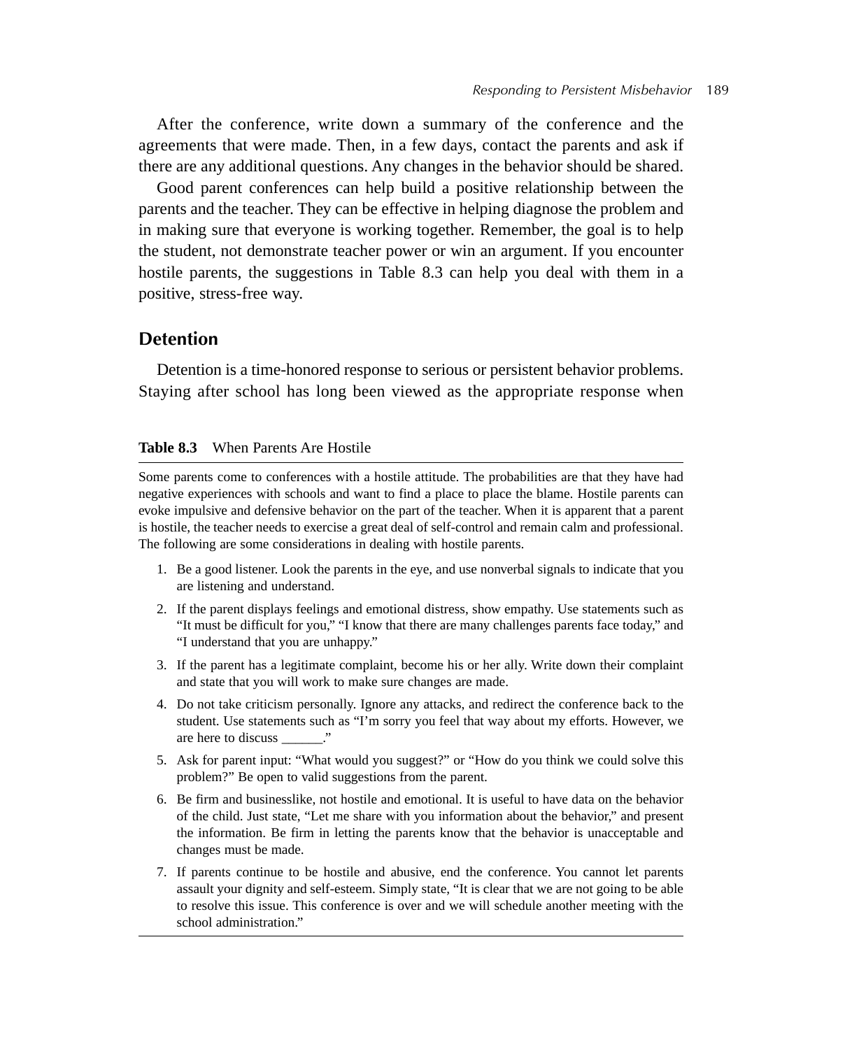After the conference, write down a summary of the conference and the agreements that were made. Then, in a few days, contact the parents and ask if there are any additional questions. Any changes in the behavior should be shared.

Good parent conferences can help build a positive relationship between the parents and the teacher. They can be effective in helping diagnose the problem and in making sure that everyone is working together. Remember, the goal is to help the student, not demonstrate teacher power or win an argument. If you encounter hostile parents, the suggestions in Table 8.3 can help you deal with them in a positive, stress-free way.

## Detention

Detention is a time-honored response to serious or persistent behavior problems. Staying after school has long been viewed as the appropriate response when

**Table 8.3** When Parents Are Hostile

Some parents come to conferences with a hostile attitude. The probabilities are that they have had negative experiences with schools and want to find a place to place the blame. Hostile parents can evoke impulsive and defensive behavior on the part of the teacher. When it is apparent that a parent is hostile, the teacher needs to exercise a great deal of self-control and remain calm and professional. The following are some considerations in dealing with hostile parents.

1. Be a good listener. Look the parents in the eye, and use nonverbal signals to indicate that you are listening and understand.
2. If the parent displays feelings and emotional distress, show empathy. Use statements such as "It must be difficult for you," "I know that there are many challenges parents face today," and "I understand that you are unhappy."
3. If the parent has a legitimate complaint, become his or her ally. Write down their complaint and state that you will work to make sure changes are made.
4. Do not take criticism personally. Ignore any attacks, and redirect the conference back to the student. Use statements such as "I'm sorry you feel that way about my efforts. However, we are here to discuss ______."
5. Ask for parent input: "What would you suggest?" or "How do you think we could solve this problem?" Be open to valid suggestions from the parent.
6. Be firm and businesslike, not hostile and emotional. It is useful to have data on the behavior of the child. Just state, "Let me share with you information about the behavior," and present the information. Be firm in letting the parents know that the behavior is unacceptable and changes must be made.
7. If parents continue to be hostile and abusive, end the conference. You cannot let parents assault your dignity and self-esteem. Simply state, "It is clear that we are not going to be able to resolve this issue. This conference is over and we will schedule another meeting with the school administration."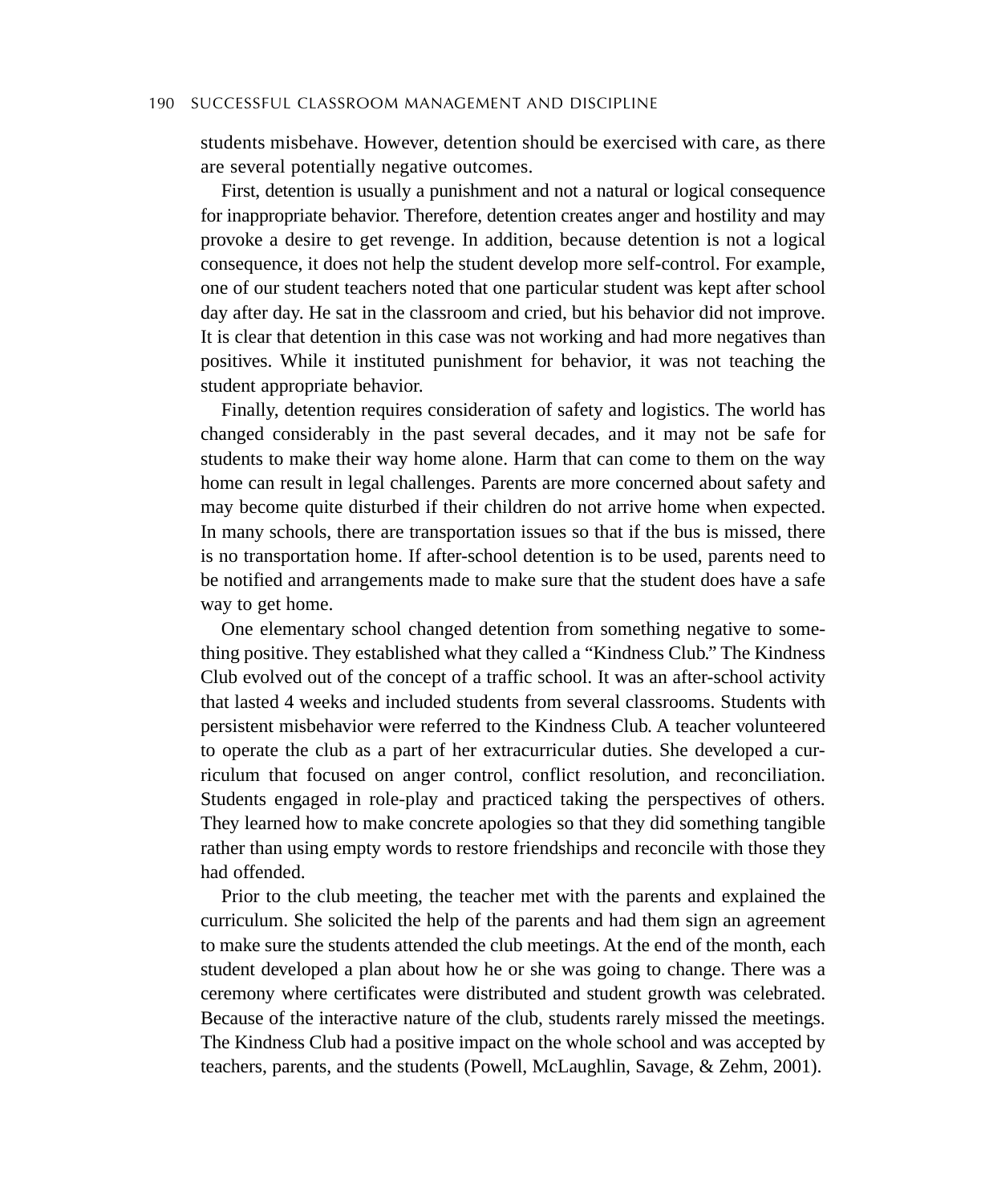students misbehave. However, detention should be exercised with care, as there are several potentially negative outcomes.

First, detention is usually a punishment and not a natural or logical consequence for inappropriate behavior. Therefore, detention creates anger and hostility and may provoke a desire to get revenge. In addition, because detention is not a logical consequence, it does not help the student develop more self-control. For example, one of our student teachers noted that one particular student was kept after school day after day. He sat in the classroom and cried, but his behavior did not improve. It is clear that detention in this case was not working and had more negatives than positives. While it instituted punishment for behavior, it was not teaching the student appropriate behavior.

Finally, detention requires consideration of safety and logistics. The world has changed considerably in the past several decades, and it may not be safe for students to make their way home alone. Harm that can come to them on the way home can result in legal challenges. Parents are more concerned about safety and may become quite disturbed if their children do not arrive home when expected. In many schools, there are transportation issues so that if the bus is missed, there is no transportation home. If after-school detention is to be used, parents need to be notified and arrangements made to make sure that the student does have a safe way to get home.

One elementary school changed detention from something negative to something positive. They established what they called a "Kindness Club." The Kindness Club evolved out of the concept of a traffic school. It was an after-school activity that lasted 4 weeks and included students from several classrooms. Students with persistent misbehavior were referred to the Kindness Club. A teacher volunteered to operate the club as a part of her extracurricular duties. She developed a curriculum that focused on anger control, conflict resolution, and reconciliation. Students engaged in role-play and practiced taking the perspectives of others. They learned how to make concrete apologies so that they did something tangible rather than using empty words to restore friendships and reconcile with those they had offended.

Prior to the club meeting, the teacher met with the parents and explained the curriculum. She solicited the help of the parents and had them sign an agreement to make sure the students attended the club meetings. At the end of the month, each student developed a plan about how he or she was going to change. There was a ceremony where certificates were distributed and student growth was celebrated. Because of the interactive nature of the club, students rarely missed the meetings. The Kindness Club had a positive impact on the whole school and was accepted by teachers, parents, and the students (Powell, McLaughlin, Savage, & Zehm, 2001).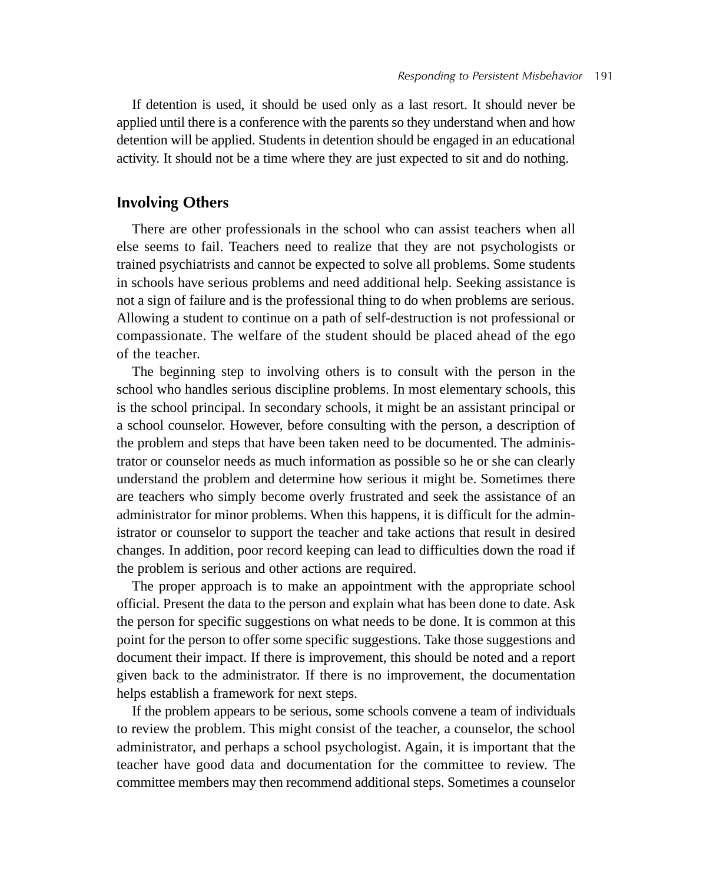If detention is used, it should be used only as a last resort. It should never be applied until there is a conference with the parents so they understand when and how detention will be applied. Students in detention should be engaged in an educational activity. It should not be a time where they are just expected to sit and do nothing.

## Involving Others

There are other professionals in the school who can assist teachers when all else seems to fail. Teachers need to realize that they are not psychologists or trained psychiatrists and cannot be expected to solve all problems. Some students in schools have serious problems and need additional help. Seeking assistance is not a sign of failure and is the professional thing to do when problems are serious. Allowing a student to continue on a path of self-destruction is not professional or compassionate. The welfare of the student should be placed ahead of the ego of the teacher.

The beginning step to involving others is to consult with the person in the school who handles serious discipline problems. In most elementary schools, this is the school principal. In secondary schools, it might be an assistant principal or a school counselor. However, before consulting with the person, a description of the problem and steps that have been taken need to be documented. The administrator or counselor needs as much information as possible so he or she can clearly understand the problem and determine how serious it might be. Sometimes there are teachers who simply become overly frustrated and seek the assistance of an administrator for minor problems. When this happens, it is difficult for the administrator or counselor to support the teacher and take actions that result in desired changes. In addition, poor record keeping can lead to difficulties down the road if the problem is serious and other actions are required.

The proper approach is to make an appointment with the appropriate school official. Present the data to the person and explain what has been done to date. Ask the person for specific suggestions on what needs to be done. It is common at this point for the person to offer some specific suggestions. Take those suggestions and document their impact. If there is improvement, this should be noted and a report given back to the administrator. If there is no improvement, the documentation helps establish a framework for next steps.

If the problem appears to be serious, some schools convene a team of individuals to review the problem. This might consist of the teacher, a counselor, the school administrator, and perhaps a school psychologist. Again, it is important that the teacher have good data and documentation for the committee to review. The committee members may then recommend additional steps. Sometimes a counselor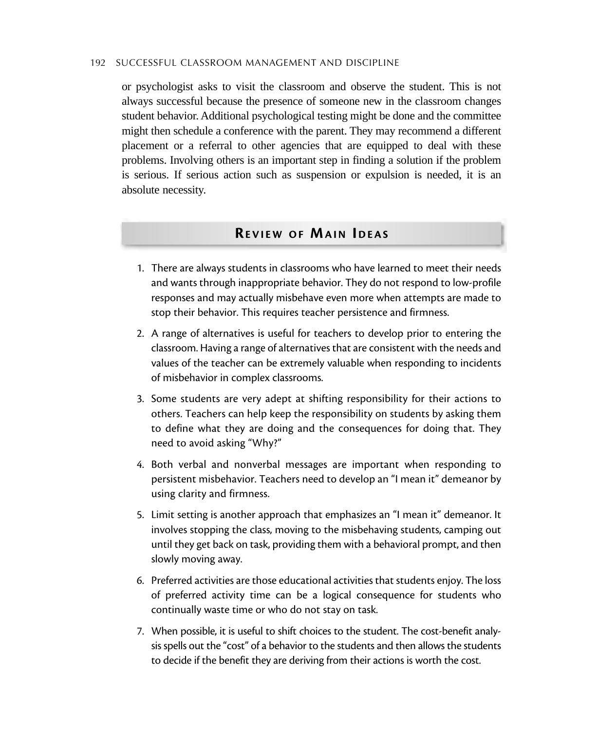or psychologist asks to visit the classroom and observe the student. This is not always successful because the presence of someone new in the classroom changes student behavior. Additional psychological testing might be done and the committee might then schedule a conference with the parent. They may recommend a different placement or a referral to other agencies that are equipped to deal with these problems. Involving others is an important step in finding a solution if the problem is serious. If serious action such as suspension or expulsion is needed, it is an absolute necessity.

## Review of Main Ideas

1. There are always students in classrooms who have learned to meet their needs and wants through inappropriate behavior. They do not respond to low-profile responses and may actually misbehave even more when attempts are made to stop their behavior. This requires teacher persistence and firmness.
2. A range of alternatives is useful for teachers to develop prior to entering the classroom. Having a range of alternatives that are consistent with the needs and values of the teacher can be extremely valuable when responding to incidents of misbehavior in complex classrooms.
3. Some students are very adept at shifting responsibility for their actions to others. Teachers can help keep the responsibility on students by asking them to define what they are doing and the consequences for doing that. They need to avoid asking "Why?"
4. Both verbal and nonverbal messages are important when responding to persistent misbehavior. Teachers need to develop an "I mean it" demeanor by using clarity and firmness.
5. Limit setting is another approach that emphasizes an "I mean it" demeanor. It involves stopping the class, moving to the misbehaving students, camping out until they get back on task, providing them with a behavioral prompt, and then slowly moving away.
6. Preferred activities are those educational activities that students enjoy. The loss of preferred activity time can be a logical consequence for students who continually waste time or who do not stay on task.
7. When possible, it is useful to shift choices to the student. The cost-benefit analysis spells out the "cost" of a behavior to the students and then allows the students to decide if the benefit they are deriving from their actions is worth the cost.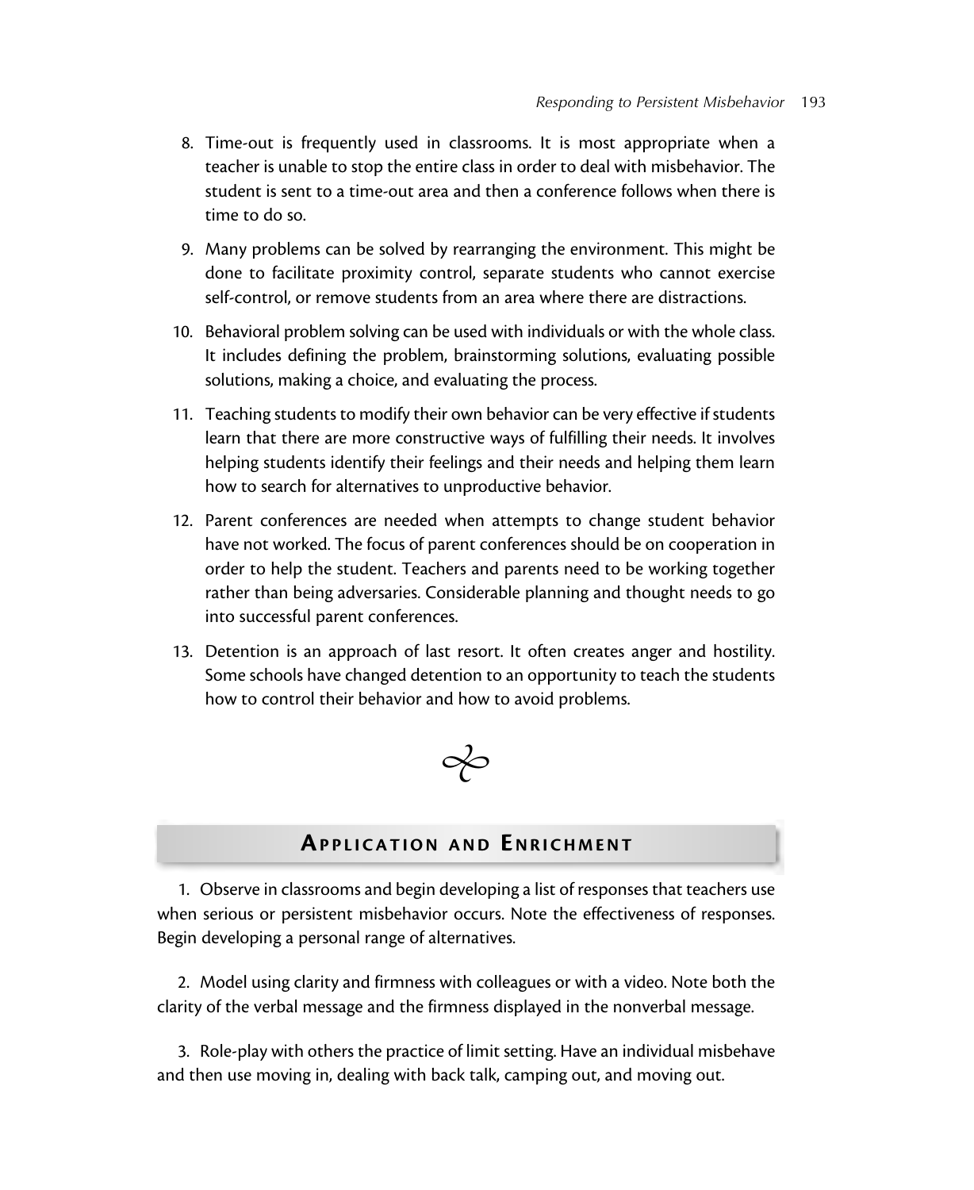8. Time-out is frequently used in classrooms. It is most appropriate when a teacher is unable to stop the entire class in order to deal with misbehavior. The student is sent to a time-out area and then a conference follows when there is time to do so.

9. Many problems can be solved by rearranging the environment. This might be done to facilitate proximity control, separate students who cannot exercise self-control, or remove students from an area where there are distractions.

10. Behavioral problem solving can be used with individuals or with the whole class. It includes defining the problem, brainstorming solutions, evaluating possible solutions, making a choice, and evaluating the process.

11. Teaching students to modify their own behavior can be very effective if students learn that there are more constructive ways of fulfilling their needs. It involves helping students identify their feelings and their needs and helping them learn how to search for alternatives to unproductive behavior.

12. Parent conferences are needed when attempts to change student behavior have not worked. The focus of parent conferences should be on cooperation in order to help the student. Teachers and parents need to be working together rather than being adversaries. Considerable planning and thought needs to go into successful parent conferences.

13. Detention is an approach of last resort. It often creates anger and hostility. Some schools have changed detention to an opportunity to teach the students how to control their behavior and how to avoid problems.

## Application and Enrichment

1. Observe in classrooms and begin developing a list of responses that teachers use when serious or persistent misbehavior occurs. Note the effectiveness of responses. Begin developing a personal range of alternatives.

2. Model using clarity and firmness with colleagues or with a video. Note both the clarity of the verbal message and the firmness displayed in the nonverbal message.

3. Role-play with others the practice of limit setting. Have an individual misbehave and then use moving in, dealing with back talk, camping out, and moving out.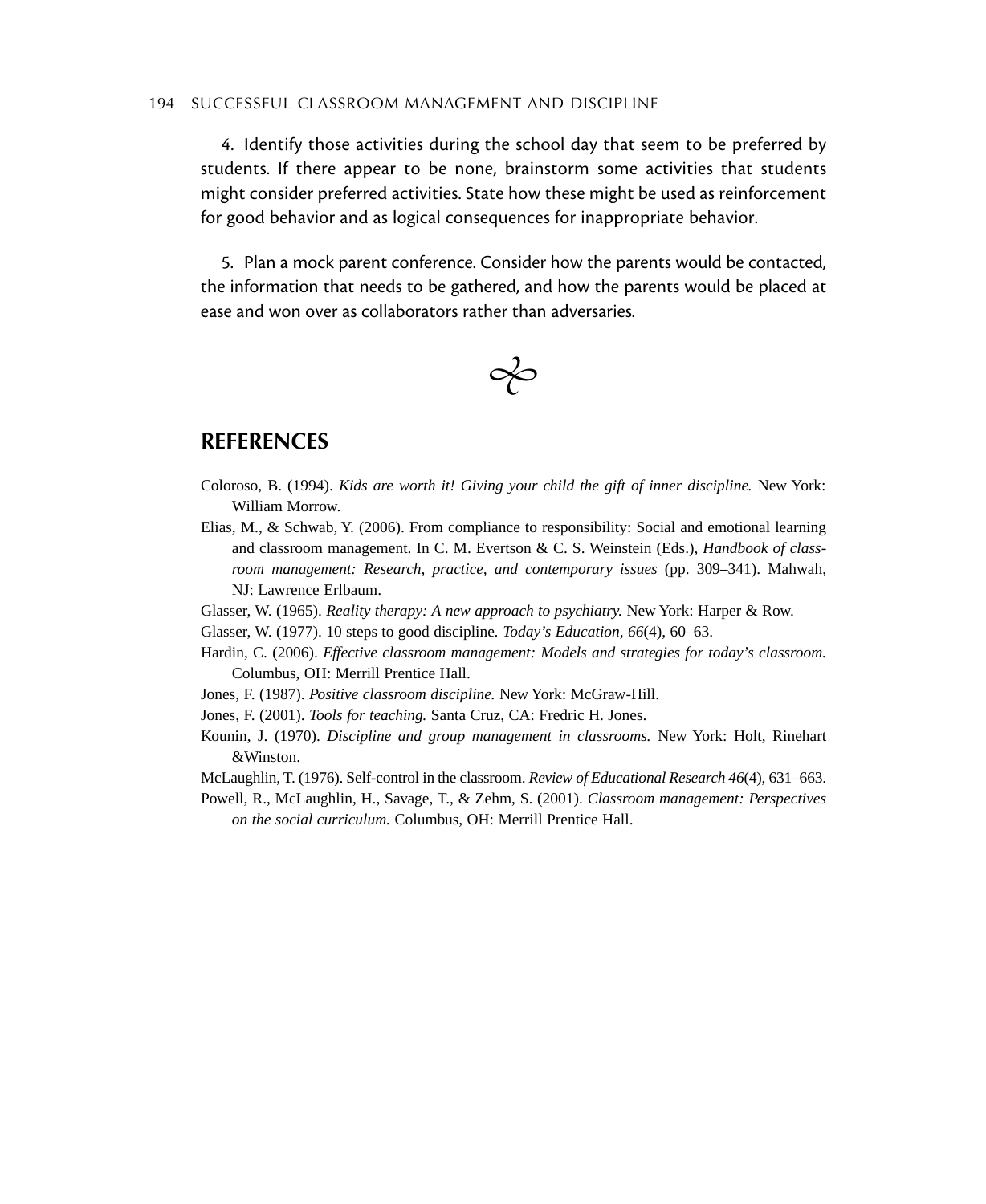4. Identify those activities during the school day that seem to be preferred by students. If there appear to be none, brainstorm some activities that students might consider preferred activities. State how these might be used as reinforcement for good behavior and as logical consequences for inappropriate behavior.

5. Plan a mock parent conference. Consider how the parents would be contacted, the information that needs to be gathered, and how the parents would be placed at ease and won over as collaborators rather than adversaries.

## REFERENCES

Coloroso, B. (1994). *Kids are worth it! Giving your child the gift of inner discipline.* New York: William Morrow.

Elias, M., & Schwab, Y. (2006). From compliance to responsibility: Social and emotional learning and classroom management. In C. M. Evertson & C. S. Weinstein (Eds.), *Handbook of classroom management: Research, practice, and contemporary issues* (pp. 309–341). Mahwah, NJ: Lawrence Erlbaum.

Glasser, W. (1965). *Reality therapy: A new approach to psychiatry.* New York: Harper & Row.

Glasser, W. (1977). 10 steps to good discipline. *Today's Education, 66*(4), 60–63.

Hardin, C. (2006). *Effective classroom management: Models and strategies for today's classroom.* Columbus, OH: Merrill Prentice Hall.

Jones, F. (1987). *Positive classroom discipline.* New York: McGraw-Hill.

Jones, F. (2001). *Tools for teaching.* Santa Cruz, CA: Fredric H. Jones.

Kounin, J. (1970). *Discipline and group management in classrooms.* New York: Holt, Rinehart &Winston.

McLaughlin, T. (1976). Self-control in the classroom. *Review of Educational Research 46*(4), 631–663.

Powell, R., McLaughlin, H., Savage, T., & Zehm, S. (2001). *Classroom management: Perspectives on the social curriculum.* Columbus, OH: Merrill Prentice Hall.